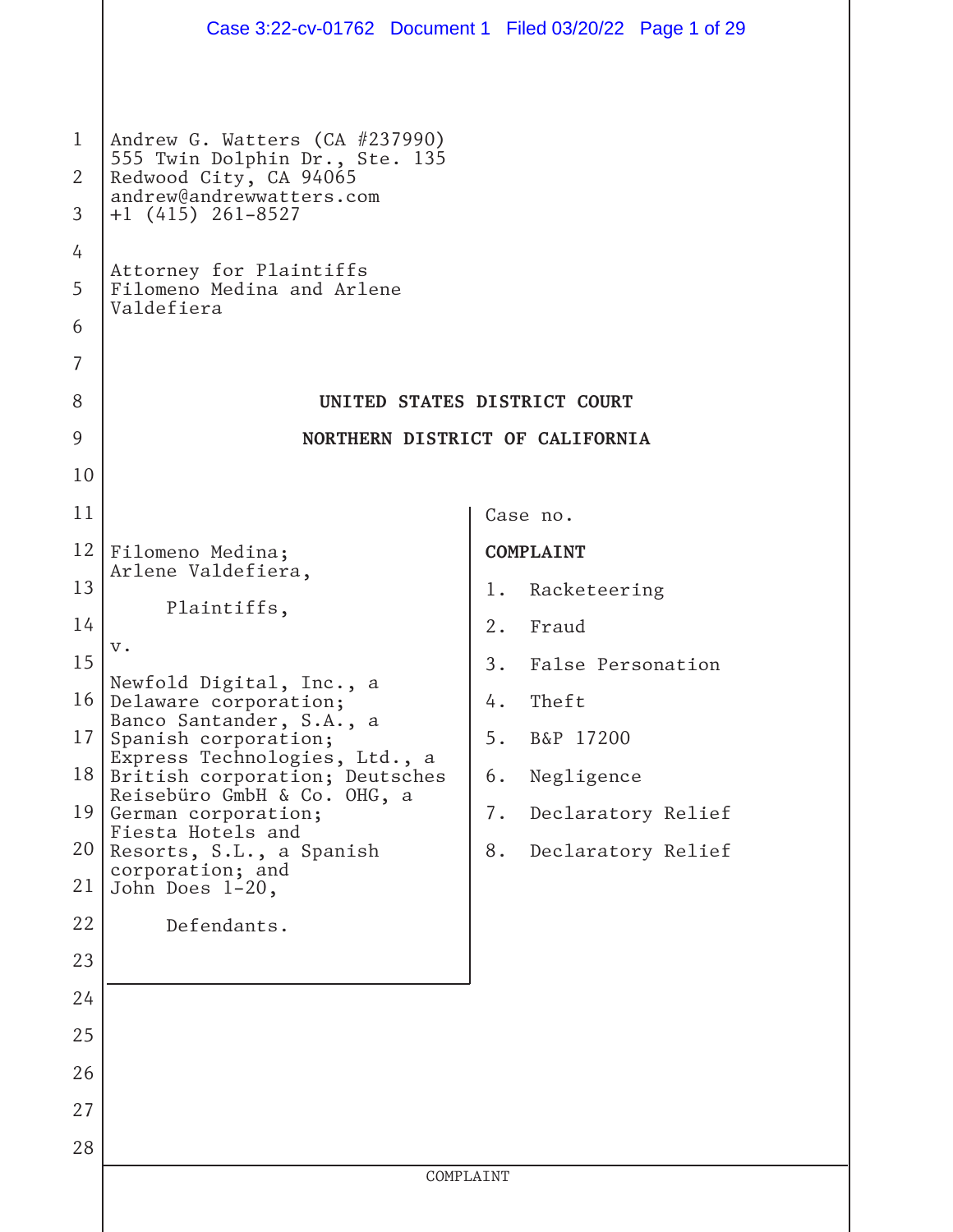Andrew G. Watters (CA #237990)
555 Twin Dolphin Dr., Ste. 135
Redwood City, CA 94065
andrew@andrewwatters.com
+1 (415) 261-8527

Attorney for Plaintiffs
Filomeno Medina and Arlene Valdefiera

**UNITED STATES DISTRICT COURT**

**NORTHERN DISTRICT OF CALIFORNIA**

Filomeno Medina;
Arlene Valdefiera,

Plaintiffs,

v.

Newfold Digital, Inc., a Delaware corporation; Banco Santander, S.A., a Spanish corporation; Express Technologies, Ltd., a British corporation; Deutsches Reisebüro GmbH & Co. OHG, a German corporation; Fiesta Hotels and Resorts, S.L., a Spanish corporation; and John Does 1-20,

Defendants.

Case no.

**COMPLAINT**

1. Racketeering
2. Fraud
3. False Personation
4. Theft
5. B&P 17200
6. Negligence
7. Declaratory Relief
8. Declaratory Relief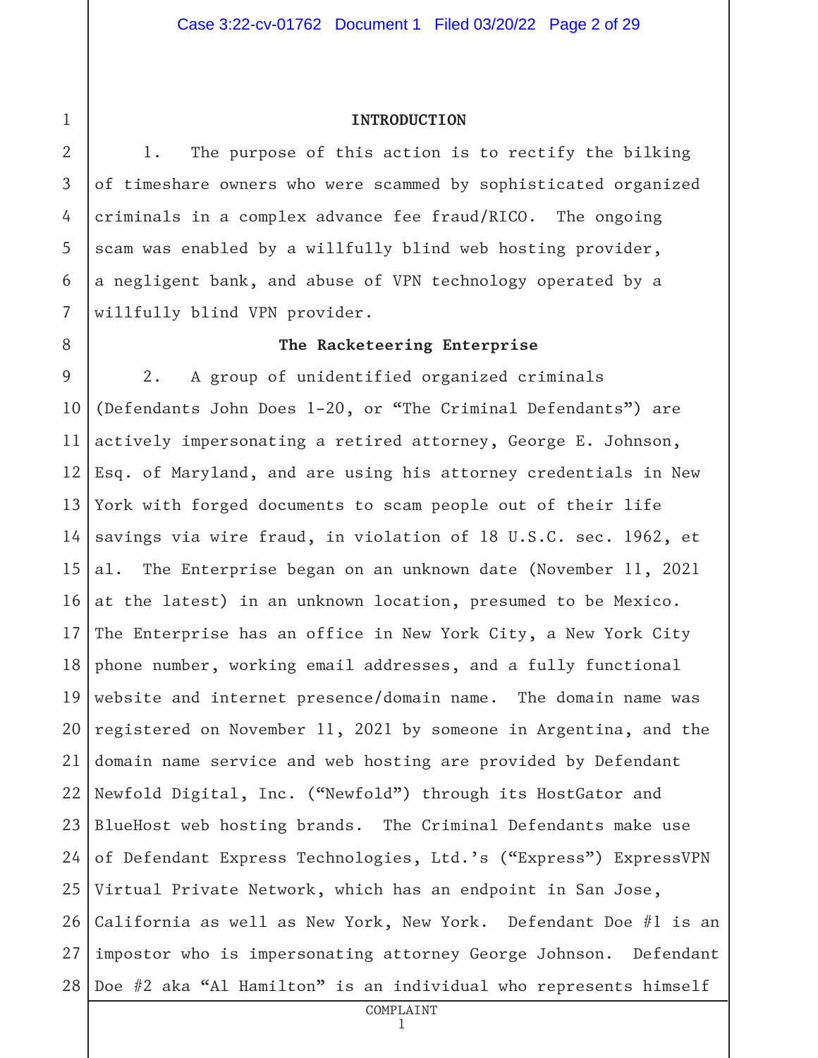## INTRODUCTION

1. The purpose of this action is to rectify the bilking of timeshare owners who were scammed by sophisticated organized criminals in a complex advance fee fraud/RICO. The ongoing scam was enabled by a willfully blind web hosting provider, a negligent bank, and abuse of VPN technology operated by a willfully blind VPN provider.

### The Racketeering Enterprise

2. A group of unidentified organized criminals (Defendants John Does 1-20, or "The Criminal Defendants") are actively impersonating a retired attorney, George E. Johnson, Esq. of Maryland, and are using his attorney credentials in New York with forged documents to scam people out of their life savings via wire fraud, in violation of 18 U.S.C. sec. 1962, et al. The Enterprise began on an unknown date (November 11, 2021 at the latest) in an unknown location, presumed to be Mexico. The Enterprise has an office in New York City, a New York City phone number, working email addresses, and a fully functional website and internet presence/domain name. The domain name was registered on November 11, 2021 by someone in Argentina, and the domain name service and web hosting are provided by Defendant Newfold Digital, Inc. ("Newfold") through its HostGator and BlueHost web hosting brands. The Criminal Defendants make use of Defendant Express Technologies, Ltd.'s ("Express") ExpressVPN Virtual Private Network, which has an endpoint in San Jose, California as well as New York, New York. Defendant Doe #1 is an impostor who is impersonating attorney George Johnson. Defendant Doe #2 aka "Al Hamilton" is an individual who represents himself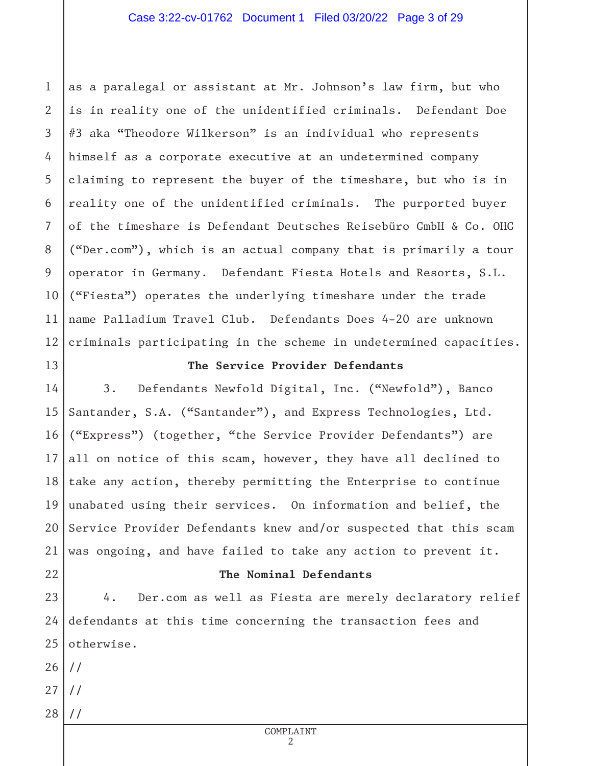as a paralegal or assistant at Mr. Johnson's law firm, but who is in reality one of the unidentified criminals. Defendant Doe #3 aka "Theodore Wilkerson" is an individual who represents himself as a corporate executive at an undetermined company claiming to represent the buyer of the timeshare, but who is in reality one of the unidentified criminals. The purported buyer of the timeshare is Defendant Deutsches Reisebüro GmbH & Co. OHG ("Der.com"), which is an actual company that is primarily a tour operator in Germany. Defendant Fiesta Hotels and Resorts, S.L. ("Fiesta") operates the underlying timeshare under the trade name Palladium Travel Club. Defendants Does 4-20 are unknown criminals participating in the scheme in undetermined capacities.

**The Service Provider Defendants**

3. Defendants Newfold Digital, Inc. ("Newfold"), Banco Santander, S.A. ("Santander"), and Express Technologies, Ltd. ("Express") (together, "the Service Provider Defendants") are all on notice of this scam, however, they have all declined to take any action, thereby permitting the Enterprise to continue unabated using their services. On information and belief, the Service Provider Defendants knew and/or suspected that this scam was ongoing, and have failed to take any action to prevent it.

**The Nominal Defendants**

4. Der.com as well as Fiesta are merely declaratory relief defendants at this time concerning the transaction fees and otherwise.

//

//

//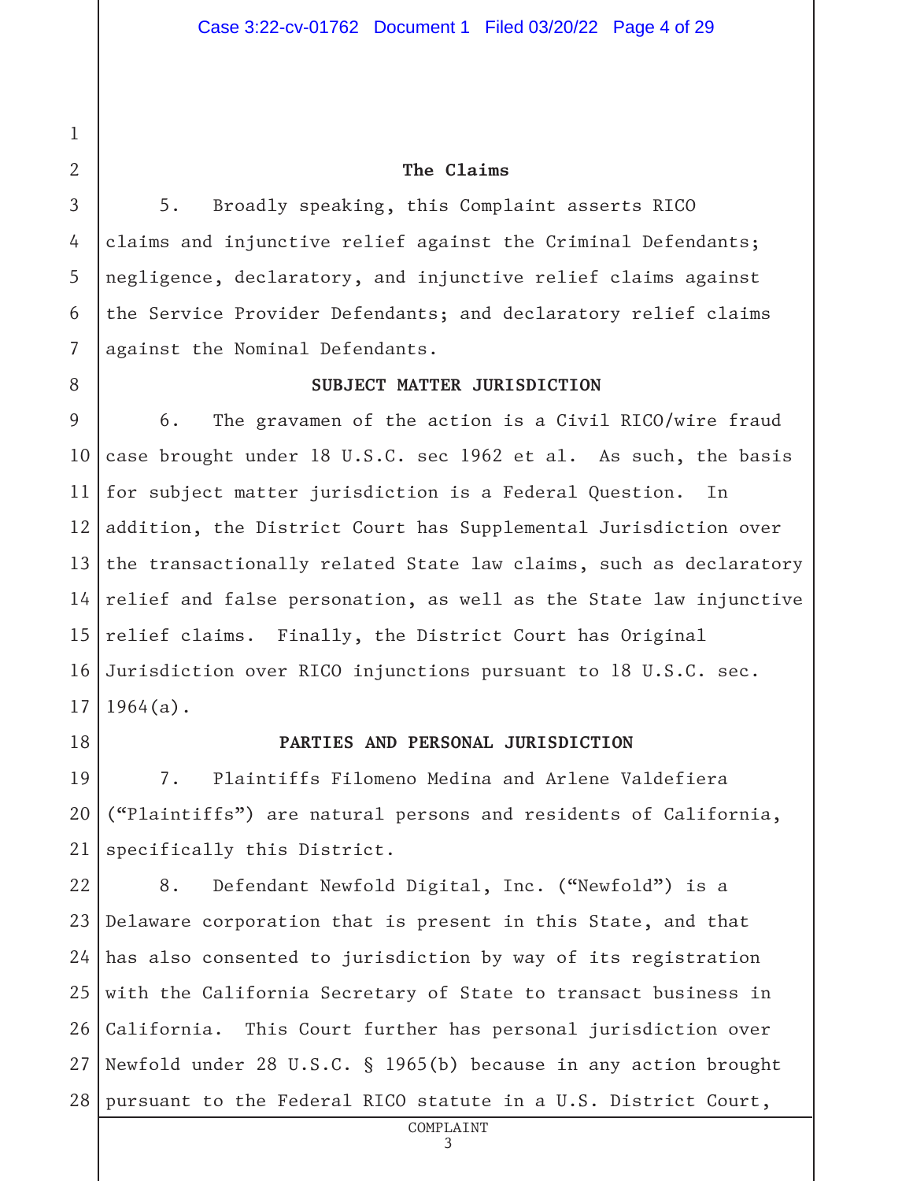## The Claims

5. Broadly speaking, this Complaint asserts RICO claims and injunctive relief against the Criminal Defendants; negligence, declaratory, and injunctive relief claims against the Service Provider Defendants; and declaratory relief claims against the Nominal Defendants.

## SUBJECT MATTER JURISDICTION

6. The gravamen of the action is a Civil RICO/wire fraud case brought under 18 U.S.C. sec 1962 et al. As such, the basis for subject matter jurisdiction is a Federal Question. In addition, the District Court has Supplemental Jurisdiction over the transactionally related State law claims, such as declaratory relief and false personation, as well as the State law injunctive relief claims. Finally, the District Court has Original Jurisdiction over RICO injunctions pursuant to 18 U.S.C. sec. 1964(a).

## PARTIES AND PERSONAL JURISDICTION

7. Plaintiffs Filomeno Medina and Arlene Valdefiera ("Plaintiffs") are natural persons and residents of California, specifically this District.

8. Defendant Newfold Digital, Inc. ("Newfold") is a Delaware corporation that is present in this State, and that has also consented to jurisdiction by way of its registration with the California Secretary of State to transact business in California. This Court further has personal jurisdiction over Newfold under 28 U.S.C. § 1965(b) because in any action brought pursuant to the Federal RICO statute in a U.S. District Court,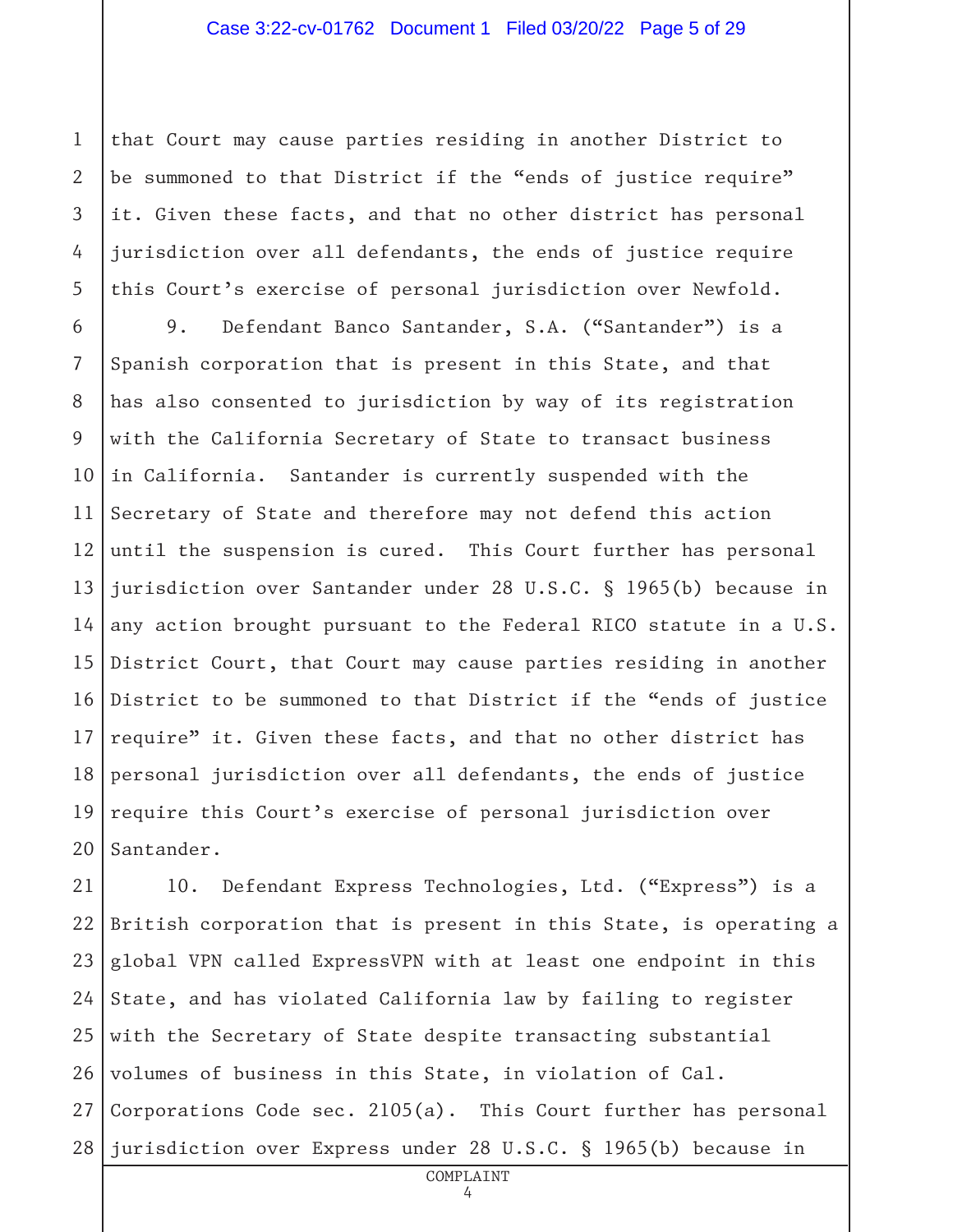that Court may cause parties residing in another District to be summoned to that District if the "ends of justice require" it. Given these facts, and that no other district has personal jurisdiction over all defendants, the ends of justice require this Court's exercise of personal jurisdiction over Newfold.

9. Defendant Banco Santander, S.A. ("Santander") is a Spanish corporation that is present in this State, and that has also consented to jurisdiction by way of its registration with the California Secretary of State to transact business in California. Santander is currently suspended with the Secretary of State and therefore may not defend this action until the suspension is cured. This Court further has personal jurisdiction over Santander under 28 U.S.C. § 1965(b) because in any action brought pursuant to the Federal RICO statute in a U.S. District Court, that Court may cause parties residing in another District to be summoned to that District if the "ends of justice require" it. Given these facts, and that no other district has personal jurisdiction over all defendants, the ends of justice require this Court's exercise of personal jurisdiction over Santander.

10. Defendant Express Technologies, Ltd. ("Express") is a British corporation that is present in this State, is operating a global VPN called ExpressVPN with at least one endpoint in this State, and has violated California law by failing to register with the Secretary of State despite transacting substantial volumes of business in this State, in violation of Cal. Corporations Code sec. 2105(a). This Court further has personal jurisdiction over Express under 28 U.S.C. § 1965(b) because in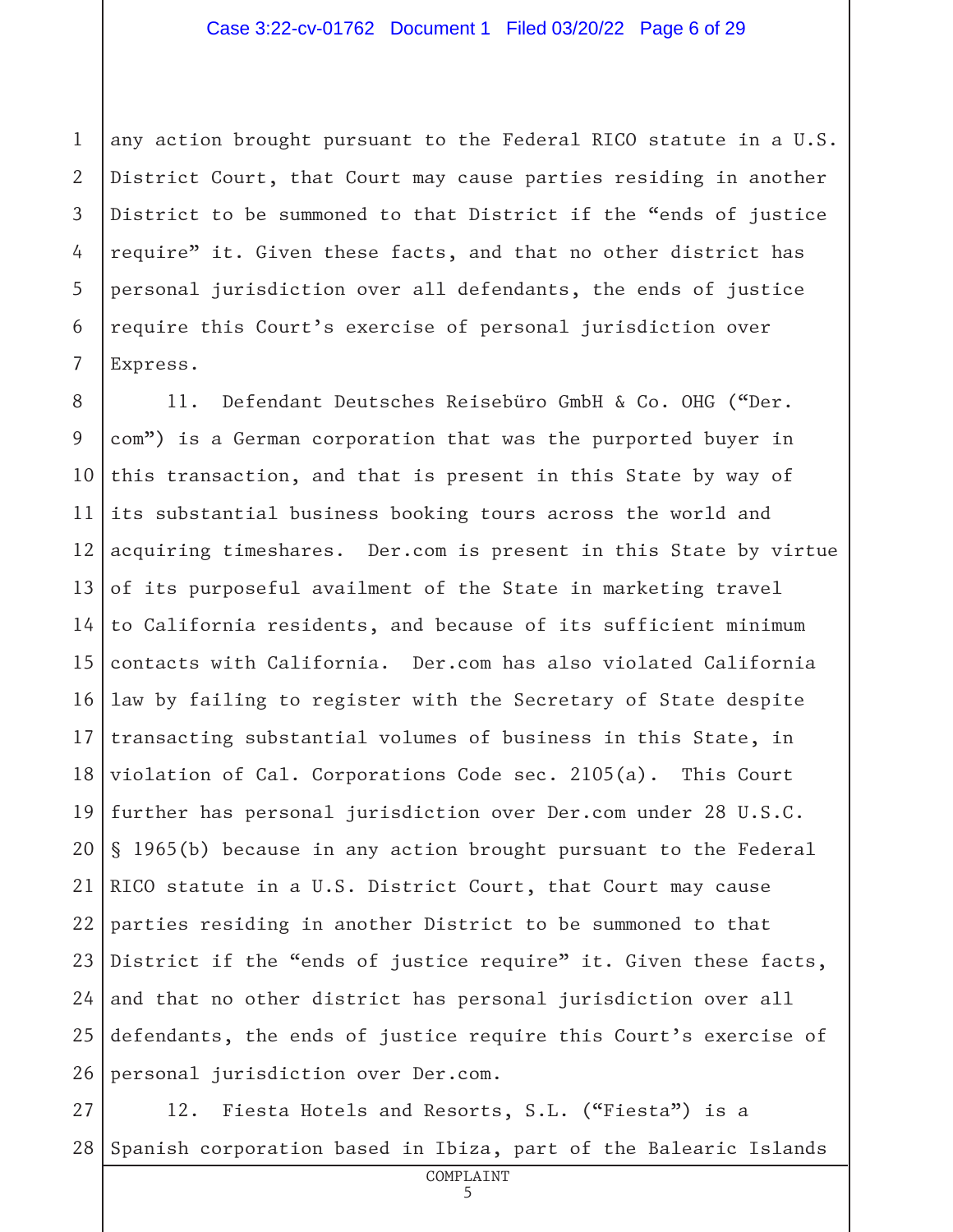any action brought pursuant to the Federal RICO statute in a U.S. District Court, that Court may cause parties residing in another District to be summoned to that District if the "ends of justice require" it. Given these facts, and that no other district has personal jurisdiction over all defendants, the ends of justice require this Court's exercise of personal jurisdiction over Express.

11. Defendant Deutsches Reisebüro GmbH & Co. OHG ("Der.com") is a German corporation that was the purported buyer in this transaction, and that is present in this State by way of its substantial business booking tours across the world and acquiring timeshares. Der.com is present in this State by virtue of its purposeful availment of the State in marketing travel to California residents, and because of its sufficient minimum contacts with California. Der.com has also violated California law by failing to register with the Secretary of State despite transacting substantial volumes of business in this State, in violation of Cal. Corporations Code sec. 2105(a). This Court further has personal jurisdiction over Der.com under 28 U.S.C. § 1965(b) because in any action brought pursuant to the Federal RICO statute in a U.S. District Court, that Court may cause parties residing in another District to be summoned to that District if the "ends of justice require" it. Given these facts, and that no other district has personal jurisdiction over all defendants, the ends of justice require this Court's exercise of personal jurisdiction over Der.com.

12. Fiesta Hotels and Resorts, S.L. ("Fiesta") is a Spanish corporation based in Ibiza, part of the Balearic Islands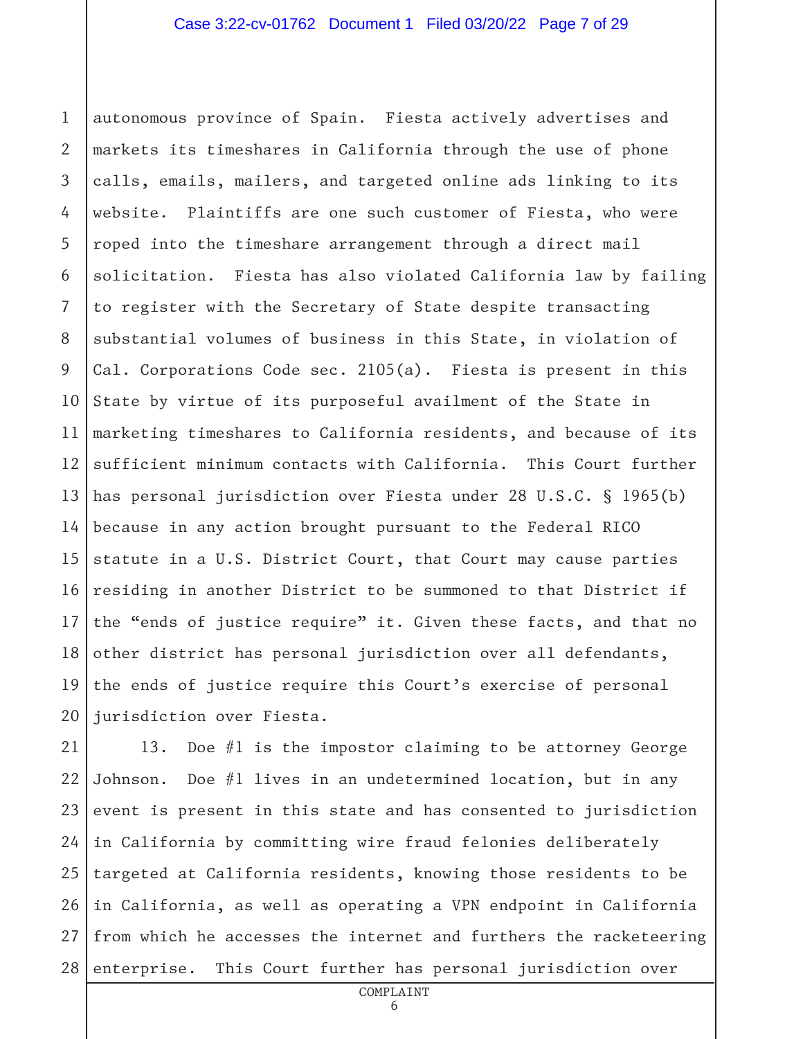autonomous province of Spain. Fiesta actively advertises and markets its timeshares in California through the use of phone calls, emails, mailers, and targeted online ads linking to its website. Plaintiffs are one such customer of Fiesta, who were roped into the timeshare arrangement through a direct mail solicitation. Fiesta has also violated California law by failing to register with the Secretary of State despite transacting substantial volumes of business in this State, in violation of Cal. Corporations Code sec. 2105(a). Fiesta is present in this State by virtue of its purposeful availment of the State in marketing timeshares to California residents, and because of its sufficient minimum contacts with California. This Court further has personal jurisdiction over Fiesta under 28 U.S.C. § 1965(b) because in any action brought pursuant to the Federal RICO statute in a U.S. District Court, that Court may cause parties residing in another District to be summoned to that District if the "ends of justice require" it. Given these facts, and that no other district has personal jurisdiction over all defendants, the ends of justice require this Court's exercise of personal jurisdiction over Fiesta.

13. Doe #1 is the impostor claiming to be attorney George Johnson. Doe #1 lives in an undetermined location, but in any event is present in this state and has consented to jurisdiction in California by committing wire fraud felonies deliberately targeted at California residents, knowing those residents to be in California, as well as operating a VPN endpoint in California from which he accesses the internet and furthers the racketeering enterprise. This Court further has personal jurisdiction over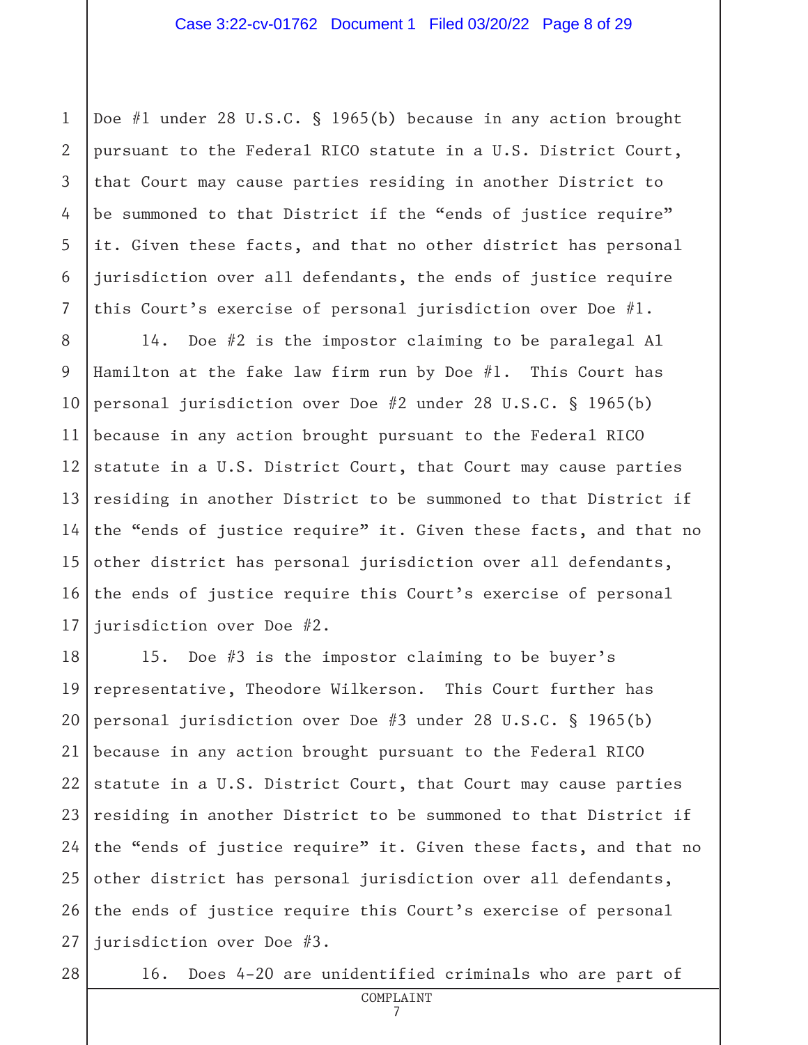Doe #1 under 28 U.S.C. § 1965(b) because in any action brought pursuant to the Federal RICO statute in a U.S. District Court, that Court may cause parties residing in another District to be summoned to that District if the "ends of justice require" it. Given these facts, and that no other district has personal jurisdiction over all defendants, the ends of justice require this Court's exercise of personal jurisdiction over Doe #1.

14. Doe #2 is the impostor claiming to be paralegal Al Hamilton at the fake law firm run by Doe #1. This Court has personal jurisdiction over Doe #2 under 28 U.S.C. § 1965(b) because in any action brought pursuant to the Federal RICO statute in a U.S. District Court, that Court may cause parties residing in another District to be summoned to that District if the "ends of justice require" it. Given these facts, and that no other district has personal jurisdiction over all defendants, the ends of justice require this Court's exercise of personal jurisdiction over Doe #2.

15. Doe #3 is the impostor claiming to be buyer's representative, Theodore Wilkerson. This Court further has personal jurisdiction over Doe #3 under 28 U.S.C. § 1965(b) because in any action brought pursuant to the Federal RICO statute in a U.S. District Court, that Court may cause parties residing in another District to be summoned to that District if the "ends of justice require" it. Given these facts, and that no other district has personal jurisdiction over all defendants, the ends of justice require this Court's exercise of personal jurisdiction over Doe #3.

16. Does 4-20 are unidentified criminals who are part of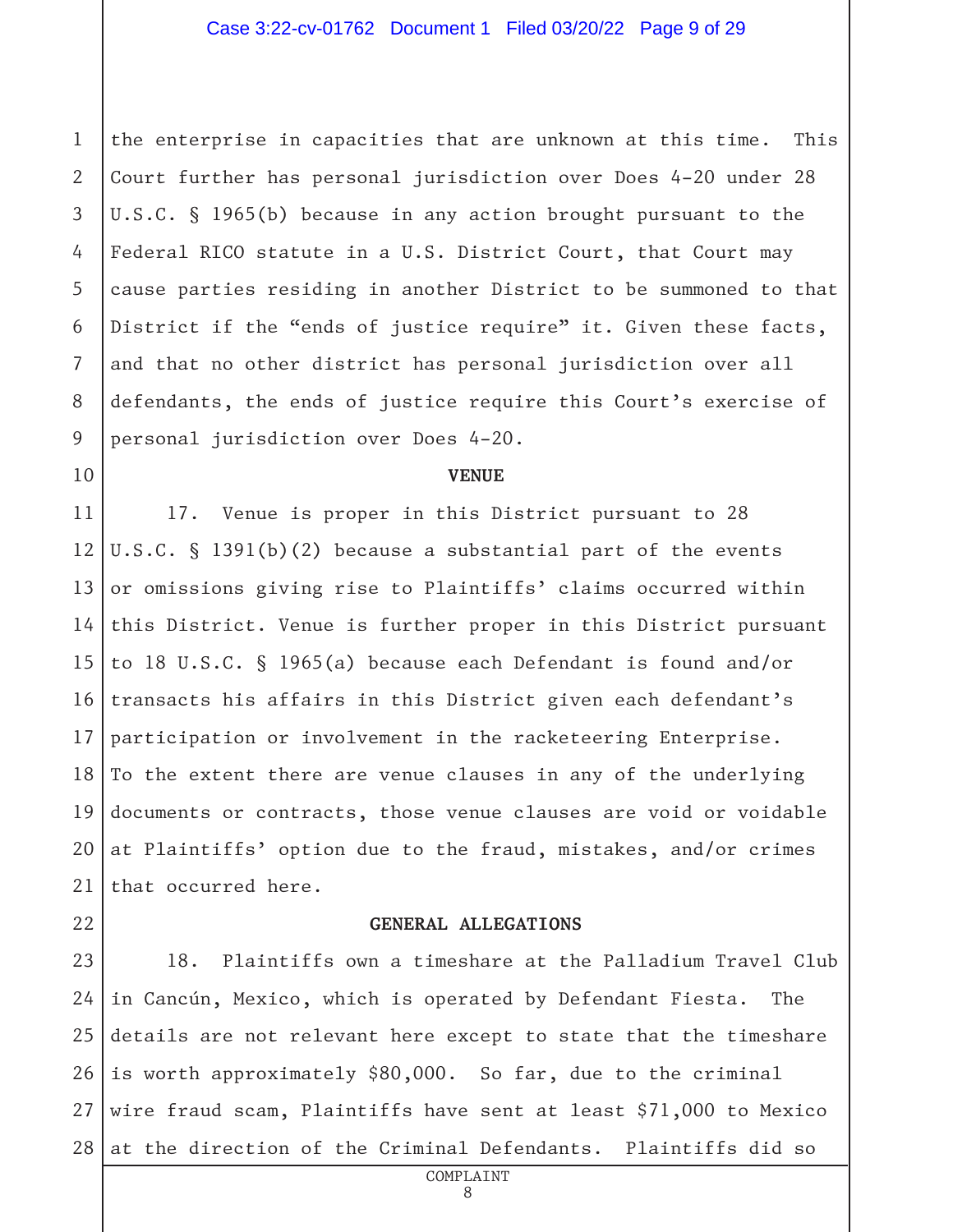the enterprise in capacities that are unknown at this time. This Court further has personal jurisdiction over Does 4-20 under 28 U.S.C. § 1965(b) because in any action brought pursuant to the Federal RICO statute in a U.S. District Court, that Court may cause parties residing in another District to be summoned to that District if the "ends of justice require" it. Given these facts, and that no other district has personal jurisdiction over all defendants, the ends of justice require this Court's exercise of personal jurisdiction over Does 4-20.

## VENUE

17. Venue is proper in this District pursuant to 28 U.S.C. § 1391(b)(2) because a substantial part of the events or omissions giving rise to Plaintiffs' claims occurred within this District. Venue is further proper in this District pursuant to 18 U.S.C. § 1965(a) because each Defendant is found and/or transacts his affairs in this District given each defendant's participation or involvement in the racketeering Enterprise. To the extent there are venue clauses in any of the underlying documents or contracts, those venue clauses are void or voidable at Plaintiffs' option due to the fraud, mistakes, and/or crimes that occurred here.

## GENERAL ALLEGATIONS

18. Plaintiffs own a timeshare at the Palladium Travel Club in Cancún, Mexico, which is operated by Defendant Fiesta. The details are not relevant here except to state that the timeshare is worth approximately $80,000. So far, due to the criminal wire fraud scam, Plaintiffs have sent at least $71,000 to Mexico at the direction of the Criminal Defendants. Plaintiffs did so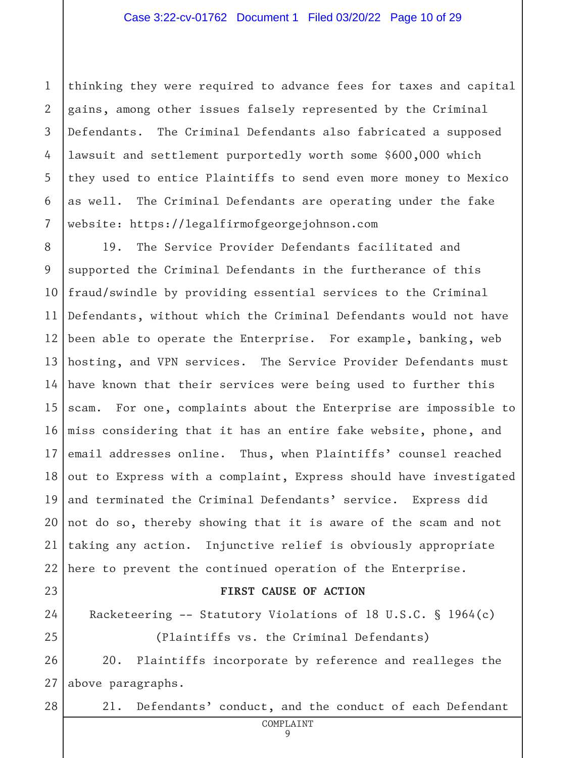thinking they were required to advance fees for taxes and capital gains, among other issues falsely represented by the Criminal Defendants. The Criminal Defendants also fabricated a supposed lawsuit and settlement purportedly worth some $600,000 which they used to entice Plaintiffs to send even more money to Mexico as well. The Criminal Defendants are operating under the fake website: https://legalfirmofgeorgejohnson.com

19. The Service Provider Defendants facilitated and supported the Criminal Defendants in the furtherance of this fraud/swindle by providing essential services to the Criminal Defendants, without which the Criminal Defendants would not have been able to operate the Enterprise. For example, banking, web hosting, and VPN services. The Service Provider Defendants must have known that their services were being used to further this scam. For one, complaints about the Enterprise are impossible to miss considering that it has an entire fake website, phone, and email addresses online. Thus, when Plaintiffs' counsel reached out to Express with a complaint, Express should have investigated and terminated the Criminal Defendants' service. Express did not do so, thereby showing that it is aware of the scam and not taking any action. Injunctive relief is obviously appropriate here to prevent the continued operation of the Enterprise.

**FIRST CAUSE OF ACTION**

Racketeering -- Statutory Violations of 18 U.S.C. § 1964(c)

(Plaintiffs vs. the Criminal Defendants)

20. Plaintiffs incorporate by reference and realleges the above paragraphs.

21. Defendants' conduct, and the conduct of each Defendant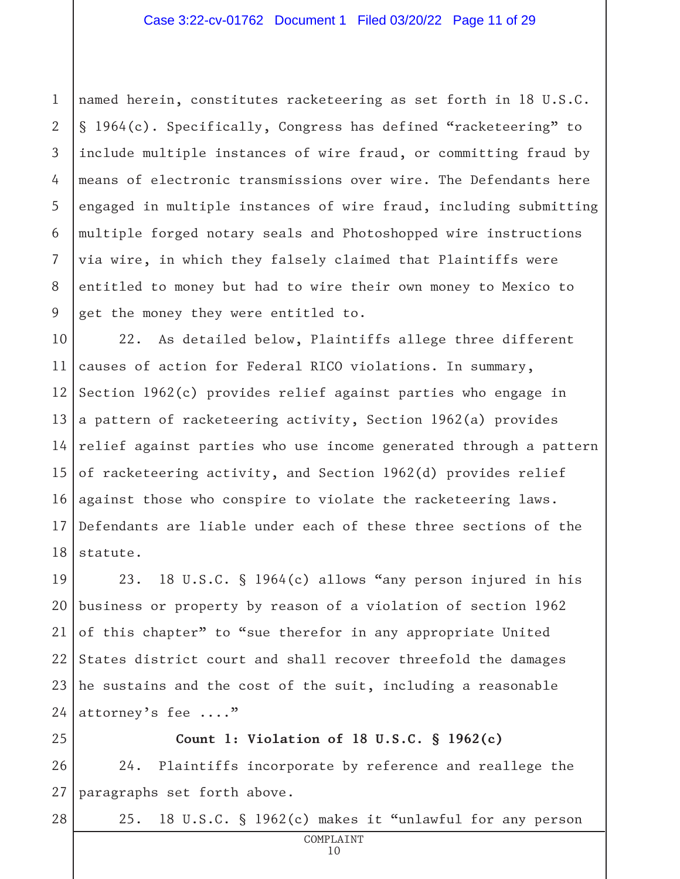named herein, constitutes racketeering as set forth in 18 U.S.C. § 1964(c). Specifically, Congress has defined "racketeering" to include multiple instances of wire fraud, or committing fraud by means of electronic transmissions over wire. The Defendants here engaged in multiple instances of wire fraud, including submitting multiple forged notary seals and Photoshopped wire instructions via wire, in which they falsely claimed that Plaintiffs were entitled to money but had to wire their own money to Mexico to get the money they were entitled to.

22. As detailed below, Plaintiffs allege three different causes of action for Federal RICO violations. In summary, Section 1962(c) provides relief against parties who engage in a pattern of racketeering activity, Section 1962(a) provides relief against parties who use income generated through a pattern of racketeering activity, and Section 1962(d) provides relief against those who conspire to violate the racketeering laws. Defendants are liable under each of these three sections of the statute.

23. 18 U.S.C. § 1964(c) allows "any person injured in his business or property by reason of a violation of section 1962 of this chapter" to "sue therefor in any appropriate United States district court and shall recover threefold the damages he sustains and the cost of the suit, including a reasonable attorney's fee ...."

**Count 1: Violation of 18 U.S.C. § 1962(c)**

24. Plaintiffs incorporate by reference and reallege the paragraphs set forth above.

25. 18 U.S.C. § 1962(c) makes it "unlawful for any person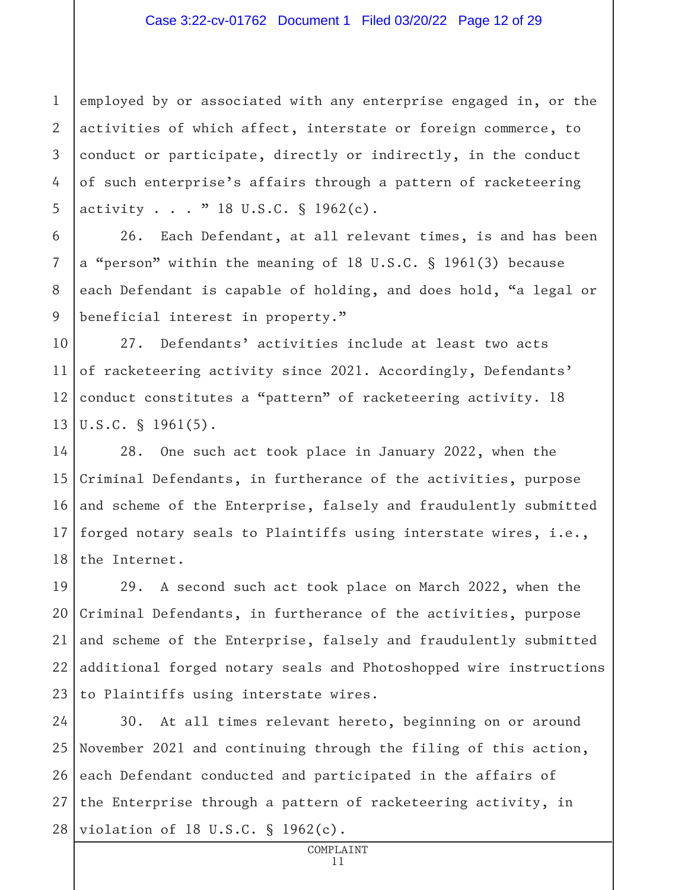employed by or associated with any enterprise engaged in, or the activities of which affect, interstate or foreign commerce, to conduct or participate, directly or indirectly, in the conduct of such enterprise's affairs through a pattern of racketeering activity . . . " 18 U.S.C. § 1962(c).

26. Each Defendant, at all relevant times, is and has been a "person" within the meaning of 18 U.S.C. § 1961(3) because each Defendant is capable of holding, and does hold, "a legal or beneficial interest in property."

27. Defendants' activities include at least two acts of racketeering activity since 2021. Accordingly, Defendants' conduct constitutes a "pattern" of racketeering activity. 18 U.S.C. § 1961(5).

28. One such act took place in January 2022, when the Criminal Defendants, in furtherance of the activities, purpose and scheme of the Enterprise, falsely and fraudulently submitted forged notary seals to Plaintiffs using interstate wires, i.e., the Internet.

29. A second such act took place on March 2022, when the Criminal Defendants, in furtherance of the activities, purpose and scheme of the Enterprise, falsely and fraudulently submitted additional forged notary seals and Photoshopped wire instructions to Plaintiffs using interstate wires.

30. At all times relevant hereto, beginning on or around November 2021 and continuing through the filing of this action, each Defendant conducted and participated in the affairs of the Enterprise through a pattern of racketeering activity, in violation of 18 U.S.C. § 1962(c).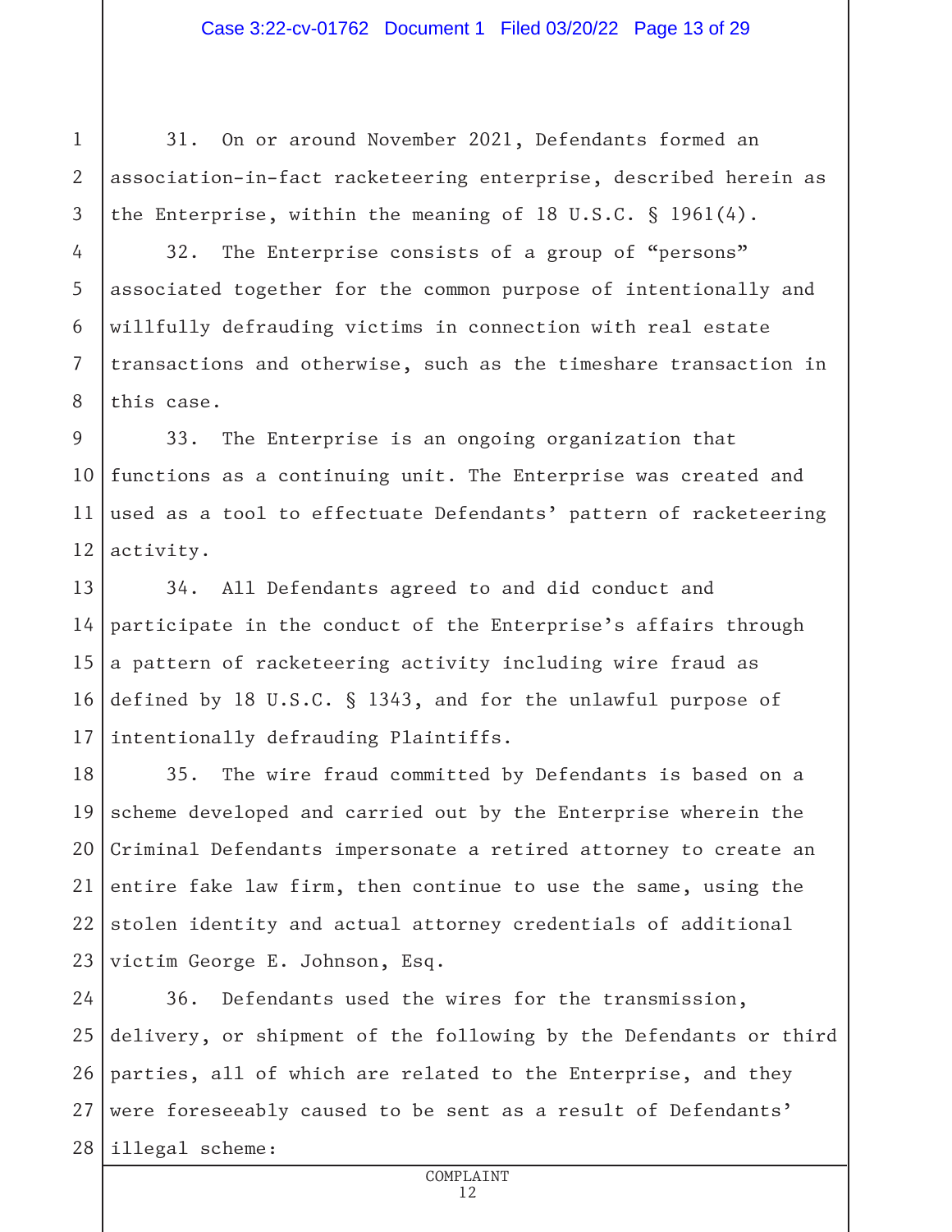31. On or around November 2021, Defendants formed an association-in-fact racketeering enterprise, described herein as the Enterprise, within the meaning of 18 U.S.C. § 1961(4).

32. The Enterprise consists of a group of "persons" associated together for the common purpose of intentionally and willfully defrauding victims in connection with real estate transactions and otherwise, such as the timeshare transaction in this case.

33. The Enterprise is an ongoing organization that functions as a continuing unit. The Enterprise was created and used as a tool to effectuate Defendants' pattern of racketeering activity.

34. All Defendants agreed to and did conduct and participate in the conduct of the Enterprise's affairs through a pattern of racketeering activity including wire fraud as defined by 18 U.S.C. § 1343, and for the unlawful purpose of intentionally defrauding Plaintiffs.

35. The wire fraud committed by Defendants is based on a scheme developed and carried out by the Enterprise wherein the Criminal Defendants impersonate a retired attorney to create an entire fake law firm, then continue to use the same, using the stolen identity and actual attorney credentials of additional victim George E. Johnson, Esq.

36. Defendants used the wires for the transmission, delivery, or shipment of the following by the Defendants or third parties, all of which are related to the Enterprise, and they were foreseeably caused to be sent as a result of Defendants' illegal scheme: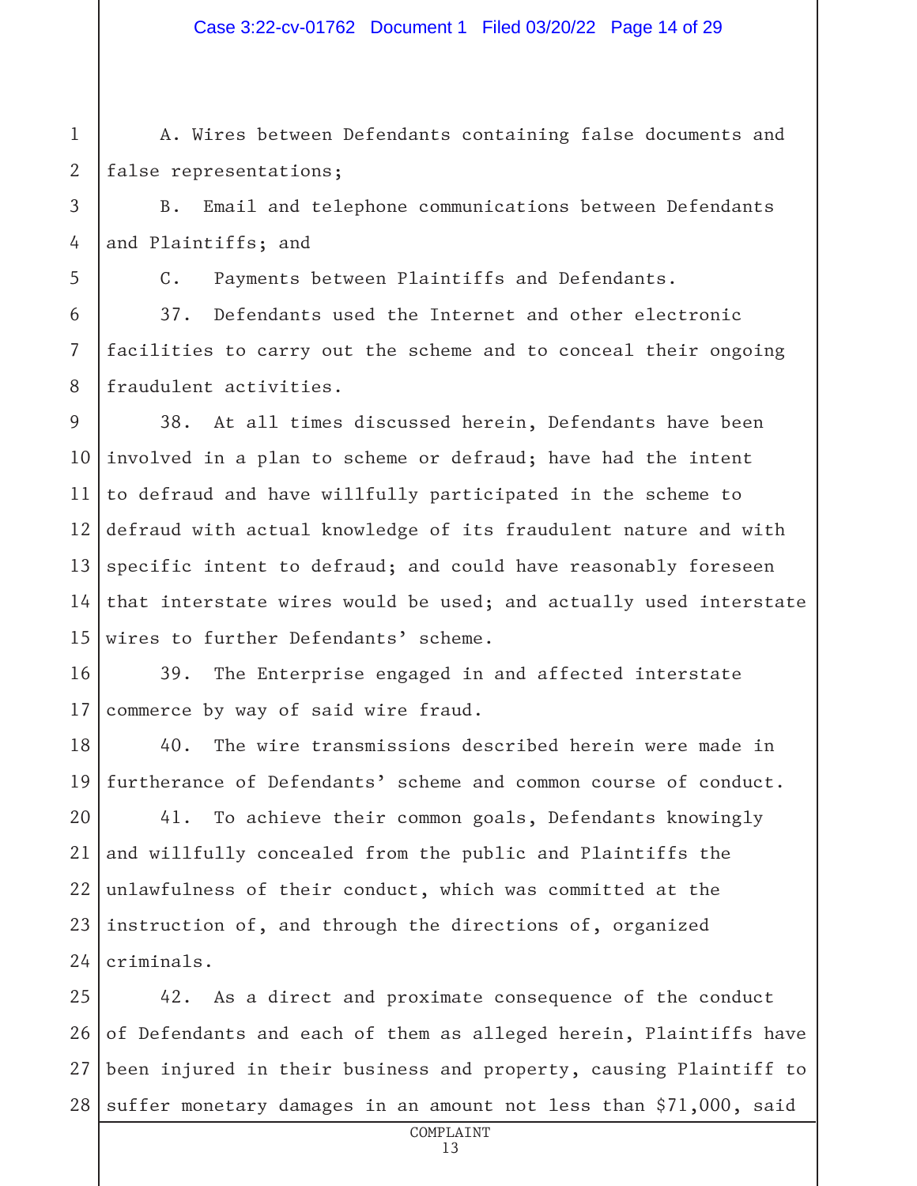A. Wires between Defendants containing false documents and false representations;

B. Email and telephone communications between Defendants and Plaintiffs; and

C. Payments between Plaintiffs and Defendants.

37. Defendants used the Internet and other electronic facilities to carry out the scheme and to conceal their ongoing fraudulent activities.

38. At all times discussed herein, Defendants have been involved in a plan to scheme or defraud; have had the intent to defraud and have willfully participated in the scheme to defraud with actual knowledge of its fraudulent nature and with specific intent to defraud; and could have reasonably foreseen that interstate wires would be used; and actually used interstate wires to further Defendants' scheme.

39. The Enterprise engaged in and affected interstate commerce by way of said wire fraud.

40. The wire transmissions described herein were made in furtherance of Defendants' scheme and common course of conduct.

41. To achieve their common goals, Defendants knowingly and willfully concealed from the public and Plaintiffs the unlawfulness of their conduct, which was committed at the instruction of, and through the directions of, organized criminals.

42. As a direct and proximate consequence of the conduct of Defendants and each of them as alleged herein, Plaintiffs have been injured in their business and property, causing Plaintiff to suffer monetary damages in an amount not less than $71,000, said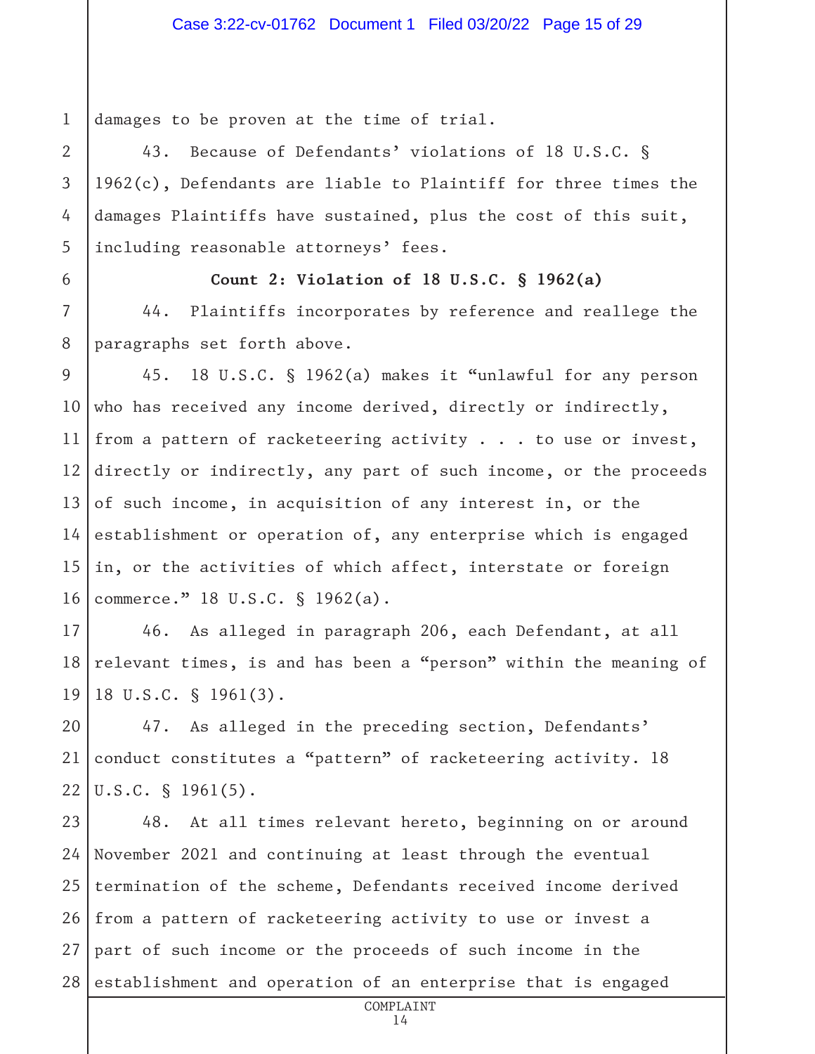damages to be proven at the time of trial.

43. Because of Defendants' violations of 18 U.S.C. § 1962(c), Defendants are liable to Plaintiff for three times the damages Plaintiffs have sustained, plus the cost of this suit, including reasonable attorneys' fees.

**Count 2: Violation of 18 U.S.C. § 1962(a)**

44. Plaintiffs incorporates by reference and reallege the paragraphs set forth above.

45. 18 U.S.C. § 1962(a) makes it "unlawful for any person who has received any income derived, directly or indirectly, from a pattern of racketeering activity . . . to use or invest, directly or indirectly, any part of such income, or the proceeds of such income, in acquisition of any interest in, or the establishment or operation of, any enterprise which is engaged in, or the activities of which affect, interstate or foreign commerce." 18 U.S.C. § 1962(a).

46. As alleged in paragraph 206, each Defendant, at all relevant times, is and has been a "person" within the meaning of 18 U.S.C. § 1961(3).

47. As alleged in the preceding section, Defendants' conduct constitutes a "pattern" of racketeering activity. 18 U.S.C. § 1961(5).

48. At all times relevant hereto, beginning on or around November 2021 and continuing at least through the eventual termination of the scheme, Defendants received income derived from a pattern of racketeering activity to use or invest a part of such income or the proceeds of such income in the establishment and operation of an enterprise that is engaged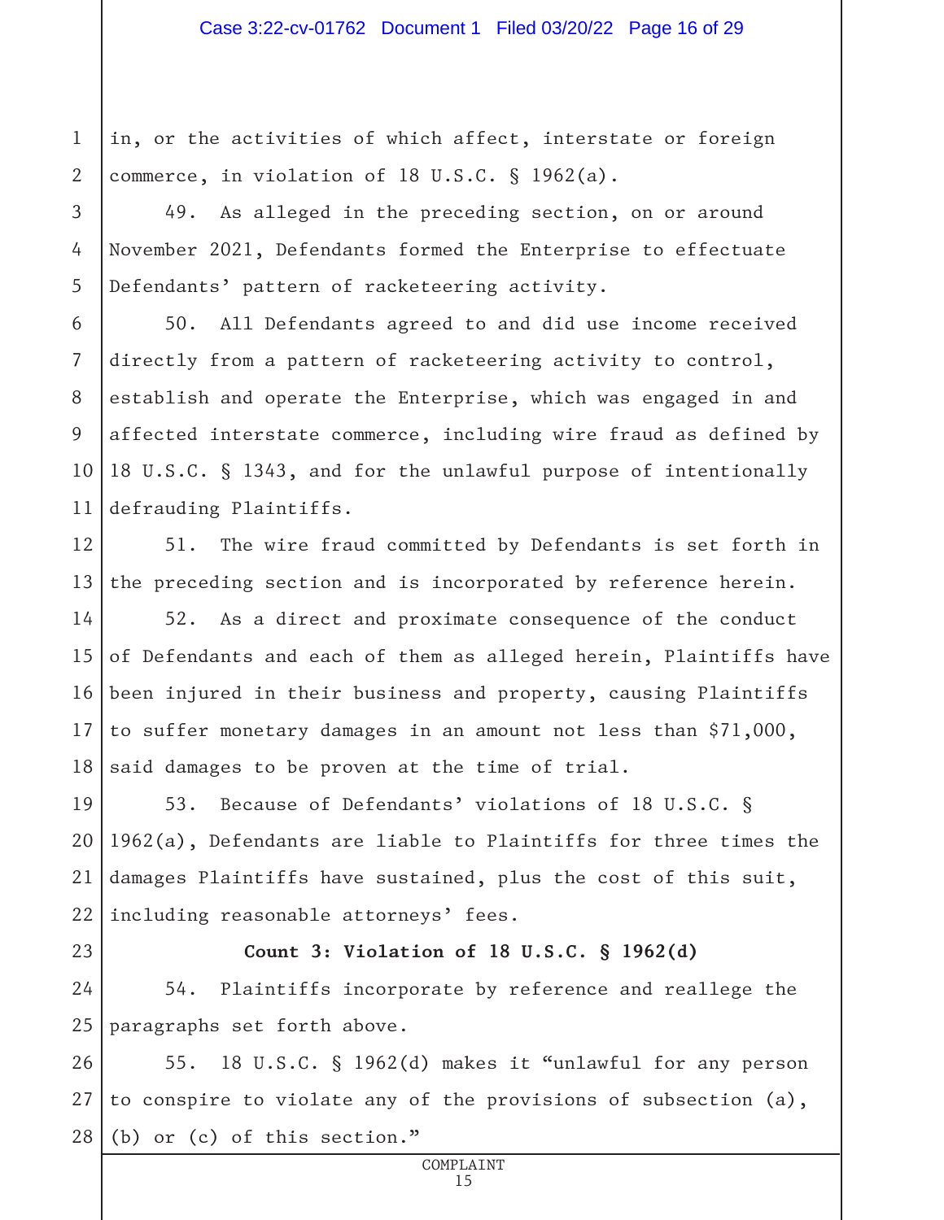in, or the activities of which affect, interstate or foreign commerce, in violation of 18 U.S.C. § 1962(a).

49. As alleged in the preceding section, on or around November 2021, Defendants formed the Enterprise to effectuate Defendants' pattern of racketeering activity.

50. All Defendants agreed to and did use income received directly from a pattern of racketeering activity to control, establish and operate the Enterprise, which was engaged in and affected interstate commerce, including wire fraud as defined by 18 U.S.C. § 1343, and for the unlawful purpose of intentionally defrauding Plaintiffs.

51. The wire fraud committed by Defendants is set forth in the preceding section and is incorporated by reference herein.

52. As a direct and proximate consequence of the conduct of Defendants and each of them as alleged herein, Plaintiffs have been injured in their business and property, causing Plaintiffs to suffer monetary damages in an amount not less than $71,000, said damages to be proven at the time of trial.

53. Because of Defendants' violations of 18 U.S.C. § 1962(a), Defendants are liable to Plaintiffs for three times the damages Plaintiffs have sustained, plus the cost of this suit, including reasonable attorneys' fees.

**Count 3: Violation of 18 U.S.C. § 1962(d)**

54. Plaintiffs incorporate by reference and reallege the paragraphs set forth above.

55. 18 U.S.C. § 1962(d) makes it "unlawful for any person to conspire to violate any of the provisions of subsection (a), (b) or (c) of this section."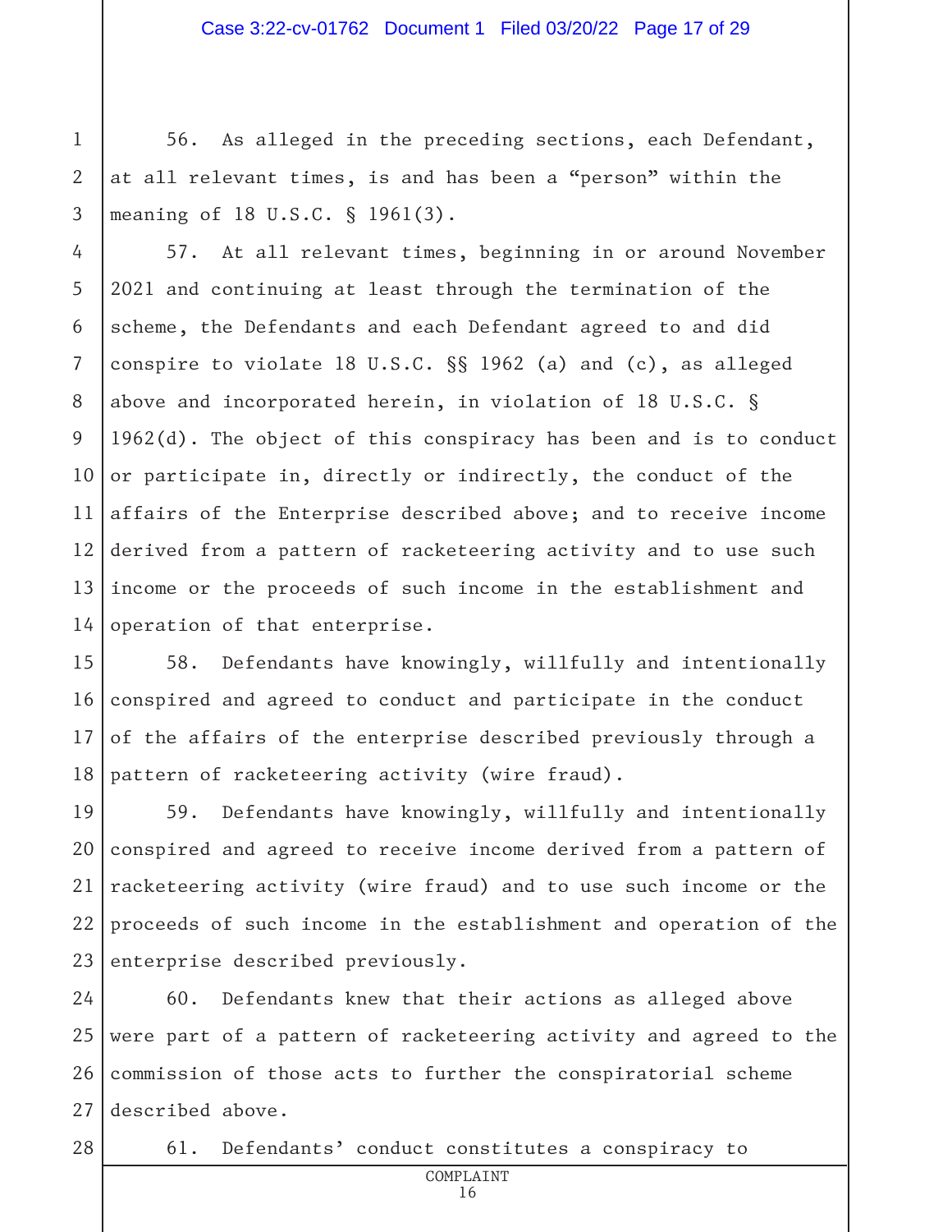56. As alleged in the preceding sections, each Defendant, at all relevant times, is and has been a "person" within the meaning of 18 U.S.C. § 1961(3).

57. At all relevant times, beginning in or around November 2021 and continuing at least through the termination of the scheme, the Defendants and each Defendant agreed to and did conspire to violate 18 U.S.C. §§ 1962 (a) and (c), as alleged above and incorporated herein, in violation of 18 U.S.C. § 1962(d). The object of this conspiracy has been and is to conduct or participate in, directly or indirectly, the conduct of the affairs of the Enterprise described above; and to receive income derived from a pattern of racketeering activity and to use such income or the proceeds of such income in the establishment and operation of that enterprise.

58. Defendants have knowingly, willfully and intentionally conspired and agreed to conduct and participate in the conduct of the affairs of the enterprise described previously through a pattern of racketeering activity (wire fraud).

59. Defendants have knowingly, willfully and intentionally conspired and agreed to receive income derived from a pattern of racketeering activity (wire fraud) and to use such income or the proceeds of such income in the establishment and operation of the enterprise described previously.

60. Defendants knew that their actions as alleged above were part of a pattern of racketeering activity and agreed to the commission of those acts to further the conspiratorial scheme described above.

61. Defendants' conduct constitutes a conspiracy to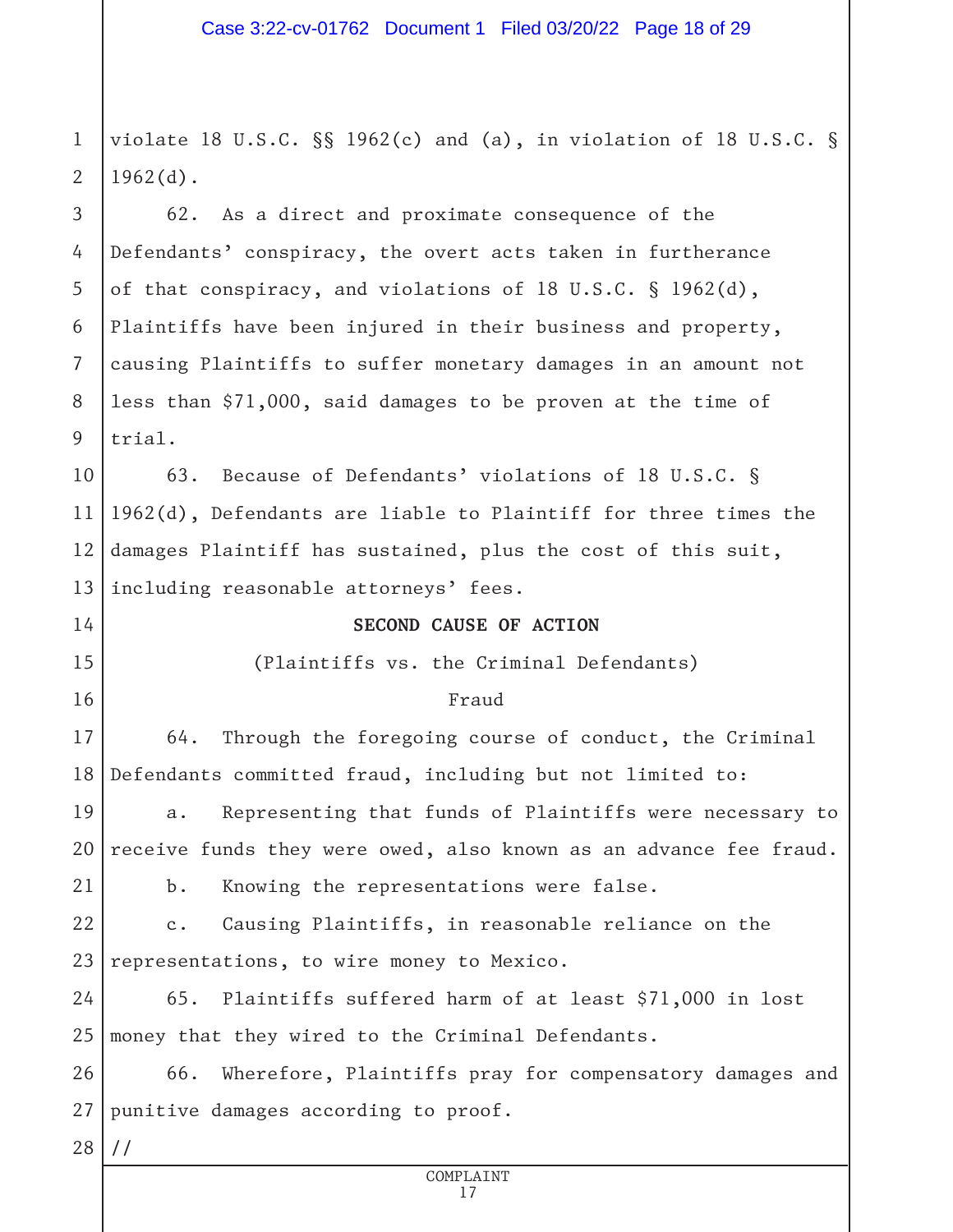violate 18 U.S.C. §§ 1962(c) and (a), in violation of 18 U.S.C. § 1962(d).

62. As a direct and proximate consequence of the Defendants' conspiracy, the overt acts taken in furtherance of that conspiracy, and violations of 18 U.S.C. § 1962(d), Plaintiffs have been injured in their business and property, causing Plaintiffs to suffer monetary damages in an amount not less than $71,000, said damages to be proven at the time of trial.

63. Because of Defendants' violations of 18 U.S.C. § 1962(d), Defendants are liable to Plaintiff for three times the damages Plaintiff has sustained, plus the cost of this suit, including reasonable attorneys' fees.

**SECOND CAUSE OF ACTION**

(Plaintiffs vs. the Criminal Defendants)

Fraud

64. Through the foregoing course of conduct, the Criminal Defendants committed fraud, including but not limited to:

a. Representing that funds of Plaintiffs were necessary to receive funds they were owed, also known as an advance fee fraud.

b. Knowing the representations were false.

c. Causing Plaintiffs, in reasonable reliance on the representations, to wire money to Mexico.

65. Plaintiffs suffered harm of at least $71,000 in lost money that they wired to the Criminal Defendants.

66. Wherefore, Plaintiffs pray for compensatory damages and punitive damages according to proof.

//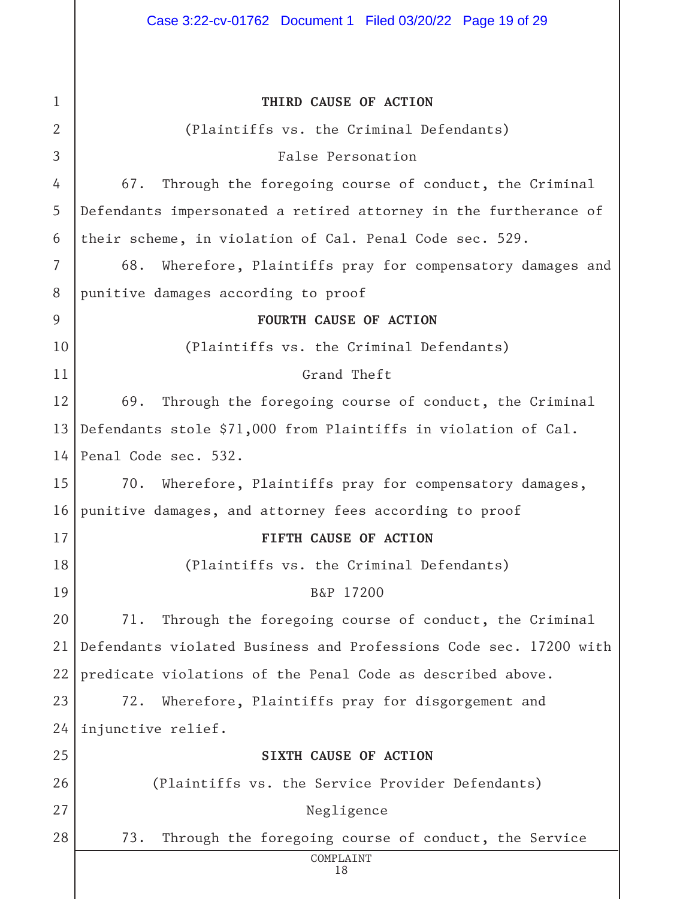**THIRD CAUSE OF ACTION**

(Plaintiffs vs. the Criminal Defendants)

False Personation

67. Through the foregoing course of conduct, the Criminal Defendants impersonated a retired attorney in the furtherance of their scheme, in violation of Cal. Penal Code sec. 529.

68. Wherefore, Plaintiffs pray for compensatory damages and punitive damages according to proof

**FOURTH CAUSE OF ACTION**

(Plaintiffs vs. the Criminal Defendants)

Grand Theft

69. Through the foregoing course of conduct, the Criminal Defendants stole $71,000 from Plaintiffs in violation of Cal. Penal Code sec. 532.

70. Wherefore, Plaintiffs pray for compensatory damages, punitive damages, and attorney fees according to proof

**FIFTH CAUSE OF ACTION**

(Plaintiffs vs. the Criminal Defendants)

B&P 17200

71. Through the foregoing course of conduct, the Criminal Defendants violated Business and Professions Code sec. 17200 with predicate violations of the Penal Code as described above.

72. Wherefore, Plaintiffs pray for disgorgement and injunctive relief.

**SIXTH CAUSE OF ACTION**

(Plaintiffs vs. the Service Provider Defendants)

Negligence

73. Through the foregoing course of conduct, the Service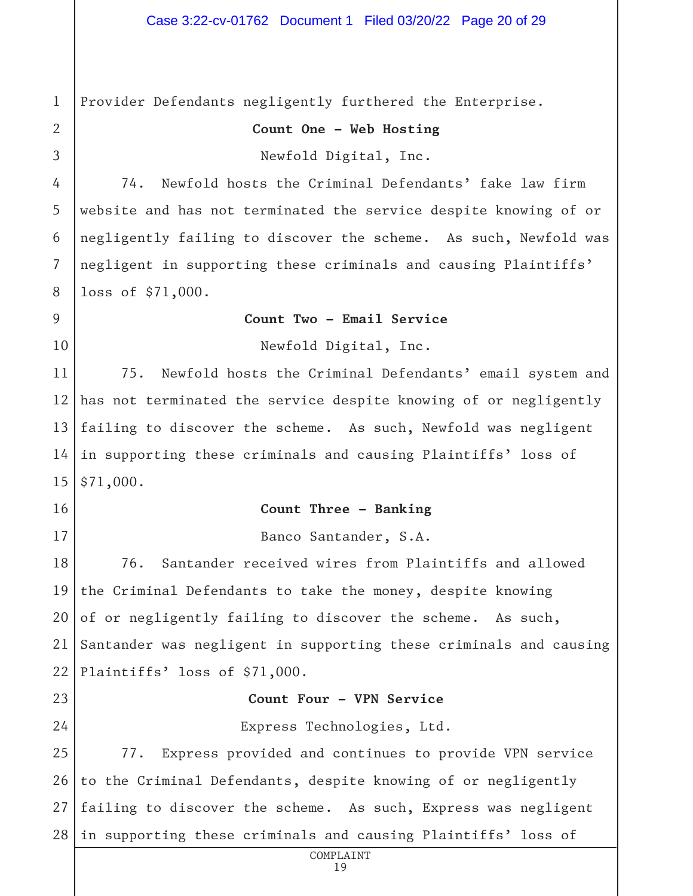Provider Defendants negligently furthered the Enterprise.

**Count One – Web Hosting**

Newfold Digital, Inc.

74. Newfold hosts the Criminal Defendants' fake law firm website and has not terminated the service despite knowing of or negligently failing to discover the scheme. As such, Newfold was negligent in supporting these criminals and causing Plaintiffs' loss of $71,000.

**Count Two – Email Service**

Newfold Digital, Inc.

75. Newfold hosts the Criminal Defendants' email system and has not terminated the service despite knowing of or negligently failing to discover the scheme. As such, Newfold was negligent in supporting these criminals and causing Plaintiffs' loss of $71,000.

**Count Three – Banking**

Banco Santander, S.A.

76. Santander received wires from Plaintiffs and allowed the Criminal Defendants to take the money, despite knowing of or negligently failing to discover the scheme. As such, Santander was negligent in supporting these criminals and causing Plaintiffs' loss of $71,000.

**Count Four – VPN Service**

Express Technologies, Ltd.

77. Express provided and continues to provide VPN service to the Criminal Defendants, despite knowing of or negligently failing to discover the scheme. As such, Express was negligent in supporting these criminals and causing Plaintiffs' loss of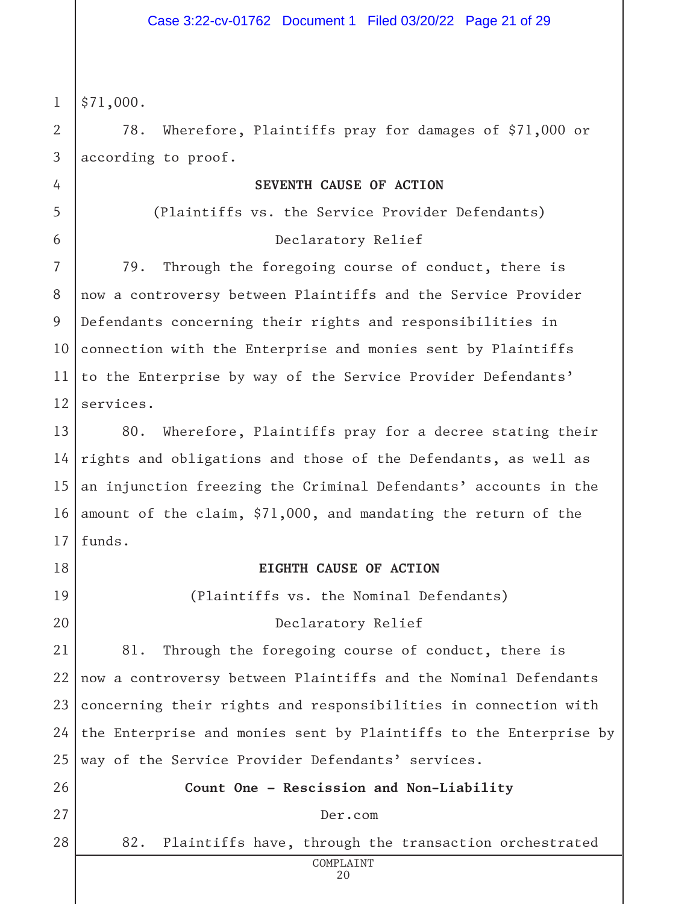$71,000.

78. Wherefore, Plaintiffs pray for damages of $71,000 or according to proof.

**SEVENTH CAUSE OF ACTION**

(Plaintiffs vs. the Service Provider Defendants)

Declaratory Relief

79. Through the foregoing course of conduct, there is now a controversy between Plaintiffs and the Service Provider Defendants concerning their rights and responsibilities in connection with the Enterprise and monies sent by Plaintiffs to the Enterprise by way of the Service Provider Defendants' services.

80. Wherefore, Plaintiffs pray for a decree stating their rights and obligations and those of the Defendants, as well as an injunction freezing the Criminal Defendants' accounts in the amount of the claim, $71,000, and mandating the return of the funds.

**EIGHTH CAUSE OF ACTION**

(Plaintiffs vs. the Nominal Defendants)

Declaratory Relief

81. Through the foregoing course of conduct, there is now a controversy between Plaintiffs and the Nominal Defendants concerning their rights and responsibilities in connection with the Enterprise and monies sent by Plaintiffs to the Enterprise by way of the Service Provider Defendants' services.

**Count One – Rescission and Non-Liability**

Der.com

82. Plaintiffs have, through the transaction orchestrated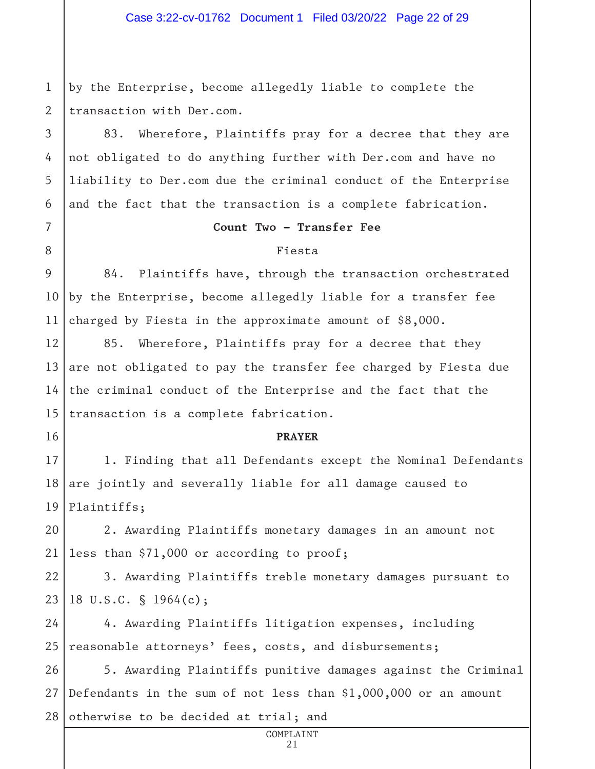by the Enterprise, become allegedly liable to complete the transaction with Der.com.

83. Wherefore, Plaintiffs pray for a decree that they are not obligated to do anything further with Der.com and have no liability to Der.com due the criminal conduct of the Enterprise and the fact that the transaction is a complete fabrication.

**Count Two – Transfer Fee**

Fiesta

84. Plaintiffs have, through the transaction orchestrated by the Enterprise, become allegedly liable for a transfer fee charged by Fiesta in the approximate amount of $8,000.

85. Wherefore, Plaintiffs pray for a decree that they are not obligated to pay the transfer fee charged by Fiesta due the criminal conduct of the Enterprise and the fact that the transaction is a complete fabrication.

**PRAYER**

1. Finding that all Defendants except the Nominal Defendants are jointly and severally liable for all damage caused to Plaintiffs;

2. Awarding Plaintiffs monetary damages in an amount not less than $71,000 or according to proof;

3. Awarding Plaintiffs treble monetary damages pursuant to 18 U.S.C. § 1964(c);

4. Awarding Plaintiffs litigation expenses, including reasonable attorneys' fees, costs, and disbursements;

5. Awarding Plaintiffs punitive damages against the Criminal Defendants in the sum of not less than $1,000,000 or an amount otherwise to be decided at trial; and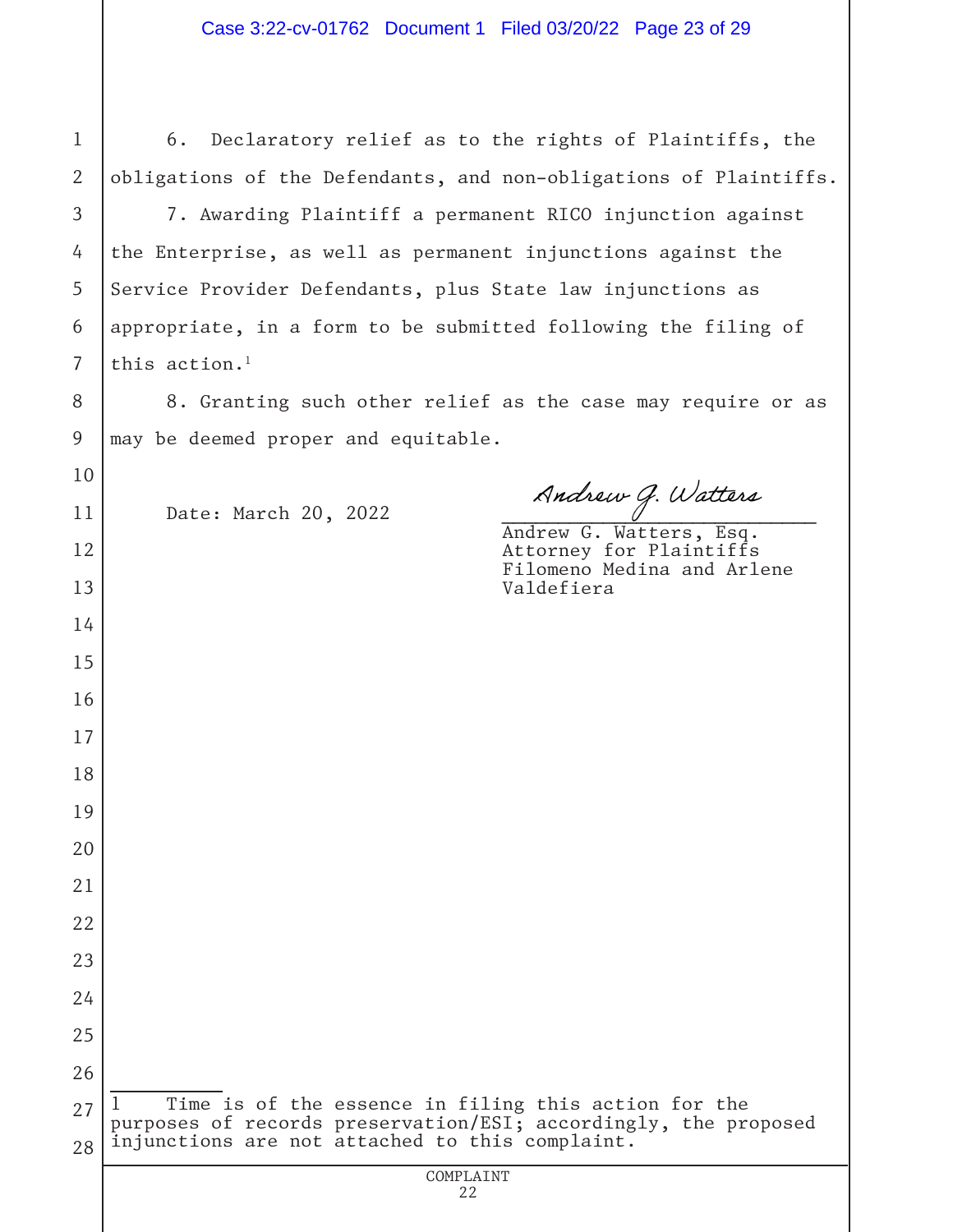6. Declaratory relief as to the rights of Plaintiffs, the obligations of the Defendants, and non-obligations of Plaintiffs.

7. Awarding Plaintiff a permanent RICO injunction against the Enterprise, as well as permanent injunctions against the Service Provider Defendants, plus State law injunctions as appropriate, in a form to be submitted following the filing of this action.[1]

8. Granting such other relief as the case may require or as may be deemed proper and equitable.

Date: March 20, 2022

Andrew G. Watters

Andrew G. Watters, Esq.
Attorney for Plaintiffs
Filomeno Medina and Arlene Valdefiera

---

[1] Time is of the essence in filing this action for the purposes of records preservation/ESI; accordingly, the proposed injunctions are not attached to this complaint.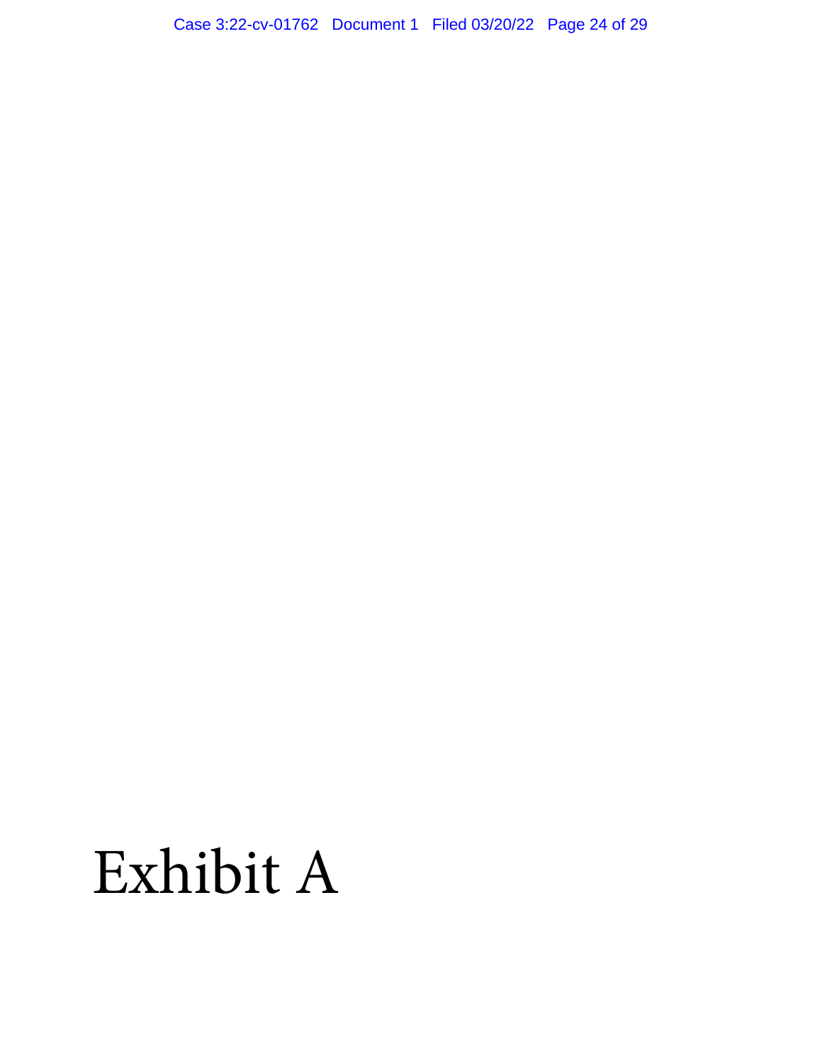# Exhibit A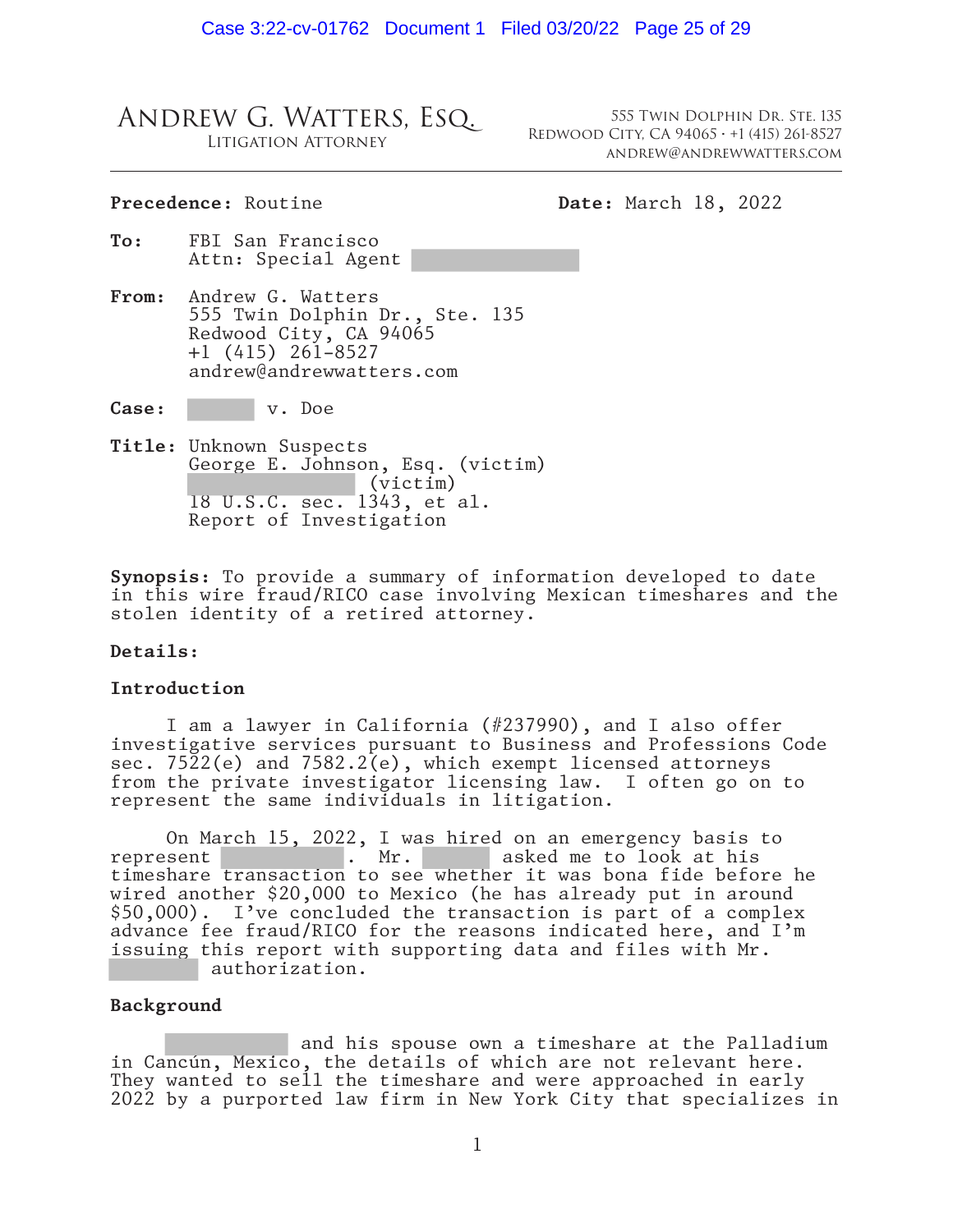**ANDREW G. WATTERS, ESQ.**
LITIGATION ATTORNEY

555 TWIN DOLPHIN DR. STE. 135
REDWOOD CITY, CA 94065 · +1 (415) 261-8527
ANDREW@ANDREWWATTERS.COM

---

**Precedence:** Routine

**Date:** March 18, 2022

**To:** FBI San Francisco
Attn: Special Agent [REDACTED]

**From:** Andrew G. Watters
555 Twin Dolphin Dr., Ste. 135
Redwood City, CA 94065
+1 (415) 261-8527
andrew@andrewwatters.com

**Case:** [REDACTED] v. Doe

**Title:** Unknown Suspects
George E. Johnson, Esq. (victim)
[REDACTED] (victim)
18 U.S.C. sec. 1343, et al.
Report of Investigation

**Synopsis:** To provide a summary of information developed to date in this wire fraud/RICO case involving Mexican timeshares and the stolen identity of a retired attorney.

**Details:**

**Introduction**

I am a lawyer in California (#237990), and I also offer investigative services pursuant to Business and Professions Code sec. 7522(e) and 7582.2(e), which exempt licensed attorneys from the private investigator licensing law. I often go on to represent the same individuals in litigation.

On March 15, 2022, I was hired on an emergency basis to represent [REDACTED]. Mr. [REDACTED] asked me to look at his timeshare transaction to see whether it was bona fide before he wired another $20,000 to Mexico (he has already put in around $50,000). I've concluded the transaction is part of a complex advance fee fraud/RICO for the reasons indicated here, and I'm issuing this report with supporting data and files with Mr. [REDACTED] authorization.

**Background**

[REDACTED] and his spouse own a timeshare at the Palladium in Cancún, Mexico, the details of which are not relevant here. They wanted to sell the timeshare and were approached in early 2022 by a purported law firm in New York City that specializes in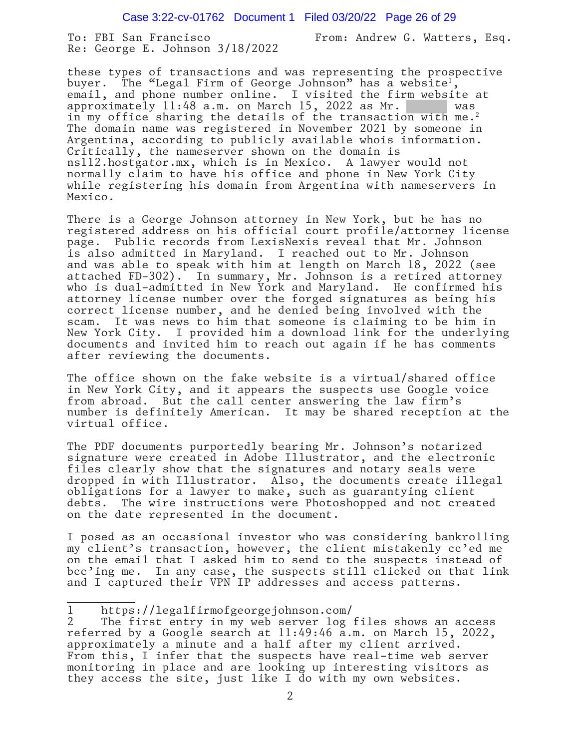To: FBI San Francisco From: Andrew G. Watters, Esq.
Re: George E. Johnson 3/18/2022

these types of transactions and was representing the prospective buyer. The "Legal Firm of George Johnson" has a website[1], email, and phone number online. I visited the firm website at approximately 11:48 a.m. on March 15, 2022 as Mr. [redacted] was in my office sharing the details of the transaction with me.[2] The domain name was registered in November 2021 by someone in Argentina, according to publicly available whois information. Critically, the nameserver shown on the domain is ns112.hostgator.mx, which is in Mexico. A lawyer would not normally claim to have his office and phone in New York City while registering his domain from Argentina with nameservers in Mexico.

There is a George Johnson attorney in New York, but he has no registered address on his official court profile/attorney license page. Public records from LexisNexis reveal that Mr. Johnson is also admitted in Maryland. I reached out to Mr. Johnson and was able to speak with him at length on March 18, 2022 (see attached FD-302). In summary, Mr. Johnson is a retired attorney who is dual-admitted in New York and Maryland. He confirmed his attorney license number over the forged signatures as being his correct license number, and he denied being involved with the scam. It was news to him that someone is claiming to be him in New York City. I provided him a download link for the underlying documents and invited him to reach out again if he has comments after reviewing the documents.

The office shown on the fake website is a virtual/shared office in New York City, and it appears the suspects use Google voice from abroad. But the call center answering the law firm's number is definitely American. It may be shared reception at the virtual office.

The PDF documents purportedly bearing Mr. Johnson's notarized signature were created in Adobe Illustrator, and the electronic files clearly show that the signatures and notary seals were dropped in with Illustrator. Also, the documents create illegal obligations for a lawyer to make, such as guarantying client debts. The wire instructions were Photoshopped and not created on the date represented in the document.

I posed as an occasional investor who was considering bankrolling my client's transaction, however, the client mistakenly cc'ed me on the email that I asked him to send to the suspects instead of bcc'ing me. In any case, the suspects still clicked on that link and I captured their VPN IP addresses and access patterns.

---

1 https://legalfirmofgeorgejohnson.com/

2 The first entry in my web server log files shows an access referred by a Google search at 11:49:46 a.m. on March 15, 2022, approximately a minute and a half after my client arrived. From this, I infer that the suspects have real-time web server monitoring in place and are looking up interesting visitors as they access the site, just like I do with my own websites.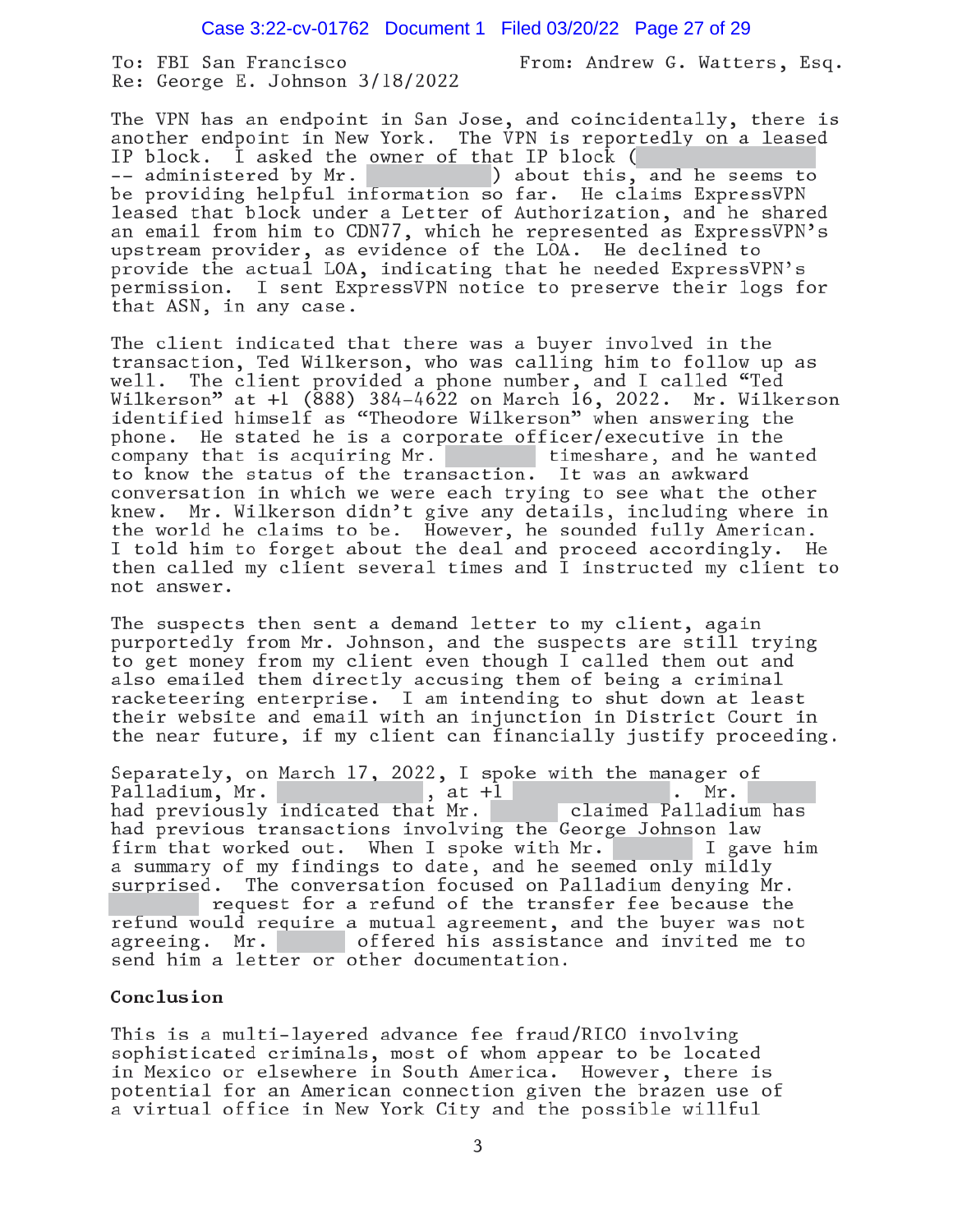To: FBI San Francisco                    From: Andrew G. Watters, Esq.
Re: George E. Johnson 3/18/2022

The VPN has an endpoint in San Jose, and coincidentally, there is another endpoint in New York. The VPN is reportedly on a leased IP block. I asked the owner of that IP block ( -- administered by Mr. ) about this, and he seems to be providing helpful information so far. He claims ExpressVPN leased that block under a Letter of Authorization, and he shared an email from him to CDN77, which he represented as ExpressVPN's upstream provider, as evidence of the LOA. He declined to provide the actual LOA, indicating that he needed ExpressVPN's permission. I sent ExpressVPN notice to preserve their logs for that ASN, in any case.

The client indicated that there was a buyer involved in the transaction, Ted Wilkerson, who was calling him to follow up as well. The client provided a phone number, and I called "Ted Wilkerson" at +1 (888) 384-4622 on March 16, 2022. Mr. Wilkerson identified himself as "Theodore Wilkerson" when answering the phone. He stated he is a corporate officer/executive in the company that is acquiring Mr. timeshare, and he wanted to know the status of the transaction. It was an awkward conversation in which we were each trying to see what the other knew. Mr. Wilkerson didn't give any details, including where in the world he claims to be. However, he sounded fully American. I told him to forget about the deal and proceed accordingly. He then called my client several times and I instructed my client to not answer.

The suspects then sent a demand letter to my client, again purportedly from Mr. Johnson, and the suspects are still trying to get money from my client even though I called them out and also emailed them directly accusing them of being a criminal racketeering enterprise. I am intending to shut down at least their website and email with an injunction in District Court in the near future, if my client can financially justify proceeding.

Separately, on March 17, 2022, I spoke with the manager of Palladium, Mr. , at +1 . Mr. had previously indicated that Mr. claimed Palladium has had previous transactions involving the George Johnson law firm that worked out. When I spoke with Mr. I gave him a summary of my findings to date, and he seemed only mildly surprised. The conversation focused on Palladium denying Mr. request for a refund of the transfer fee because the refund would require a mutual agreement, and the buyer was not agreeing. Mr. offered his assistance and invited me to send him a letter or other documentation.

**Conclusion**

This is a multi-layered advance fee fraud/RICO involving sophisticated criminals, most of whom appear to be located in Mexico or elsewhere in South America. However, there is potential for an American connection given the brazen use of a virtual office in New York City and the possible willful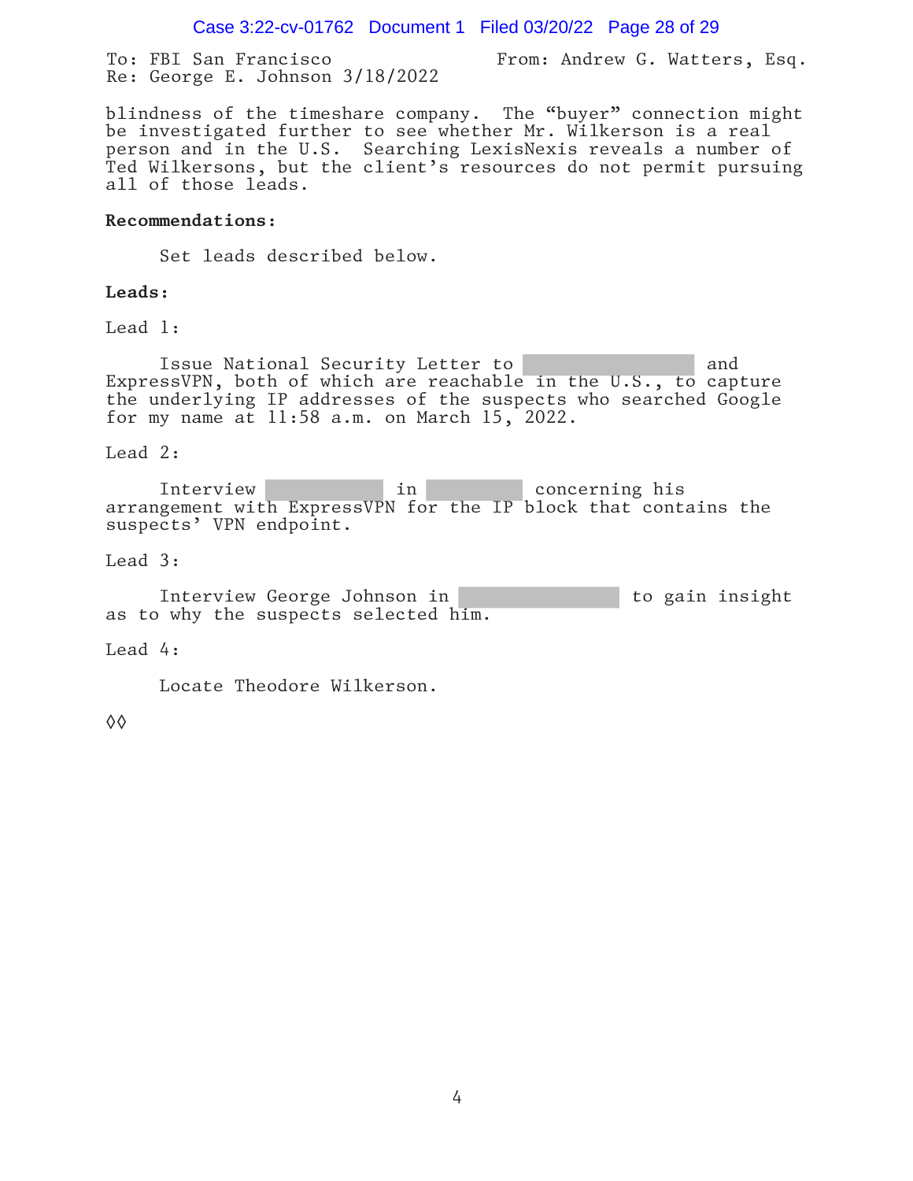To: FBI San Francisco  From: Andrew G. Watters, Esq.
Re: George E. Johnson 3/18/2022

blindness of the timeshare company. The "buyer" connection might be investigated further to see whether Mr. Wilkerson is a real person and in the U.S. Searching LexisNexis reveals a number of Ted Wilkersons, but the client's resources do not permit pursuing all of those leads.

**Recommendations:**

Set leads described below.

**Leads:**

Lead 1:

Issue National Security Letter to [REDACTED] and ExpressVPN, both of which are reachable in the U.S., to capture the underlying IP addresses of the suspects who searched Google for my name at 11:58 a.m. on March 15, 2022.

Lead 2:

Interview [REDACTED] in [REDACTED] concerning his arrangement with ExpressVPN for the IP block that contains the suspects' VPN endpoint.

Lead 3:

Interview George Johnson in [REDACTED] to gain insight as to why the suspects selected him.

Lead 4:

Locate Theodore Wilkerson.

◊◊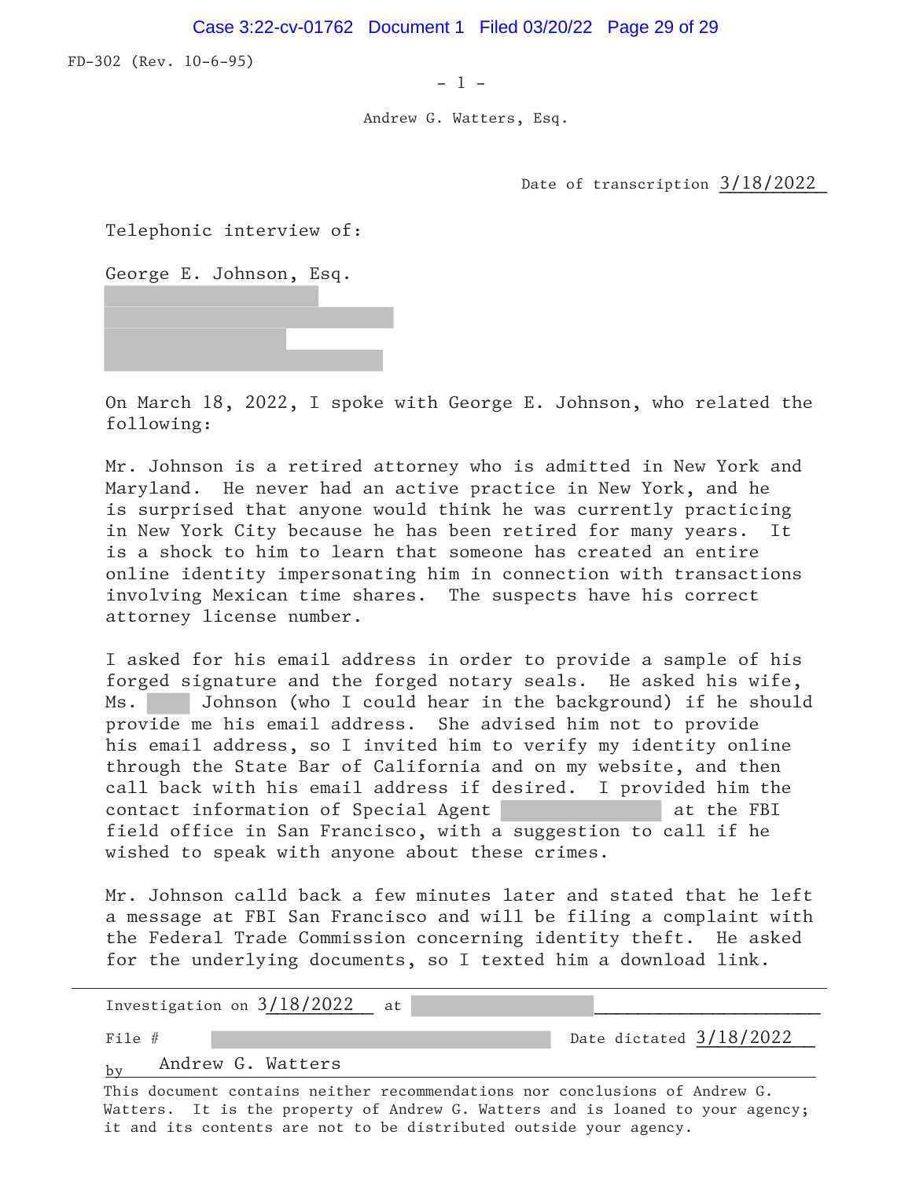FD-302 (Rev. 10-6-95)

- 1 -

Andrew G. Watters, Esq.

Date of transcription 3/18/2022

Telephonic interview of:

George E. Johnson, Esq.

On March 18, 2022, I spoke with George E. Johnson, who related the following:

Mr. Johnson is a retired attorney who is admitted in New York and Maryland. He never had an active practice in New York, and he is surprised that anyone would think he was currently practicing in New York City because he has been retired for many years. It is a shock to him to learn that someone has created an entire online identity impersonating him in connection with transactions involving Mexican time shares. The suspects have his correct attorney license number.

I asked for his email address in order to provide a sample of his forged signature and the forged notary seals. He asked his wife, Ms. Johnson (who I could hear in the background) if he should provide me his email address. She advised him not to provide his email address, so I invited him to verify my identity online through the State Bar of California and on my website, and then call back with his email address if desired. I provided him the contact information of Special Agent at the FBI field office in San Francisco, with a suggestion to call if he wished to speak with anyone about these crimes.

Mr. Johnson calld back a few minutes later and stated that he left a message at FBI San Francisco and will be filing a complaint with the Federal Trade Commission concerning identity theft. He asked for the underlying documents, so I texted him a download link.

Investigation on 3/18/2022 at

File # Date dictated 3/18/2022

by Andrew G. Watters

This document contains neither recommendations nor conclusions of Andrew G. Watters. It is the property of Andrew G. Watters and is loaned to your agency; it and its contents are not to be distributed outside your agency.